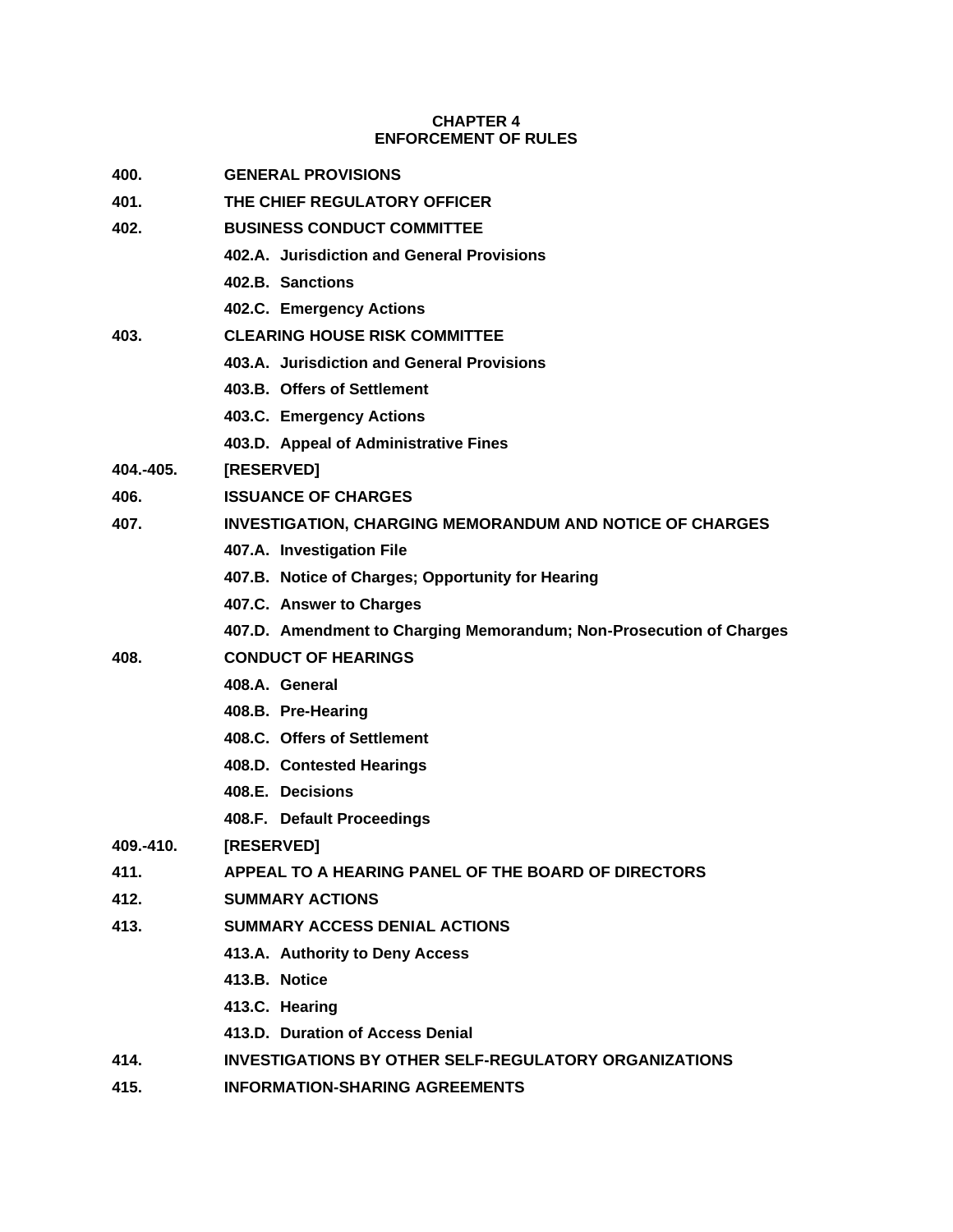# CHAPTER 4
# ENFORCEMENT OF RULES

**400.** **GENERAL PROVISIONS**

**401.** **THE CHIEF REGULATORY OFFICER**

**402.** **BUSINESS CONDUCT COMMITTEE**

- **402.A. Jurisdiction and General Provisions**
- **402.B. Sanctions**
- **402.C. Emergency Actions**

**403.** **CLEARING HOUSE RISK COMMITTEE**

- **403.A. Jurisdiction and General Provisions**
- **403.B. Offers of Settlement**
- **403.C. Emergency Actions**
- **403.D. Appeal of Administrative Fines**

**404.-405.** **[RESERVED]**

**406.** **ISSUANCE OF CHARGES**

**407.** **INVESTIGATION, CHARGING MEMORANDUM AND NOTICE OF CHARGES**

- **407.A. Investigation File**
- **407.B. Notice of Charges; Opportunity for Hearing**
- **407.C. Answer to Charges**
- **407.D. Amendment to Charging Memorandum; Non-Prosecution of Charges**

**408.** **CONDUCT OF HEARINGS**

- **408.A. General**
- **408.B. Pre-Hearing**
- **408.C. Offers of Settlement**
- **408.D. Contested Hearings**
- **408.E. Decisions**
- **408.F. Default Proceedings**

**409.-410.** **[RESERVED]**

**411.** **APPEAL TO A HEARING PANEL OF THE BOARD OF DIRECTORS**

**412.** **SUMMARY ACTIONS**

**413.** **SUMMARY ACCESS DENIAL ACTIONS**

- **413.A. Authority to Deny Access**
- **413.B. Notice**
- **413.C. Hearing**
- **413.D. Duration of Access Denial**

**414.** **INVESTIGATIONS BY OTHER SELF-REGULATORY ORGANIZATIONS**

**415.** **INFORMATION-SHARING AGREEMENTS**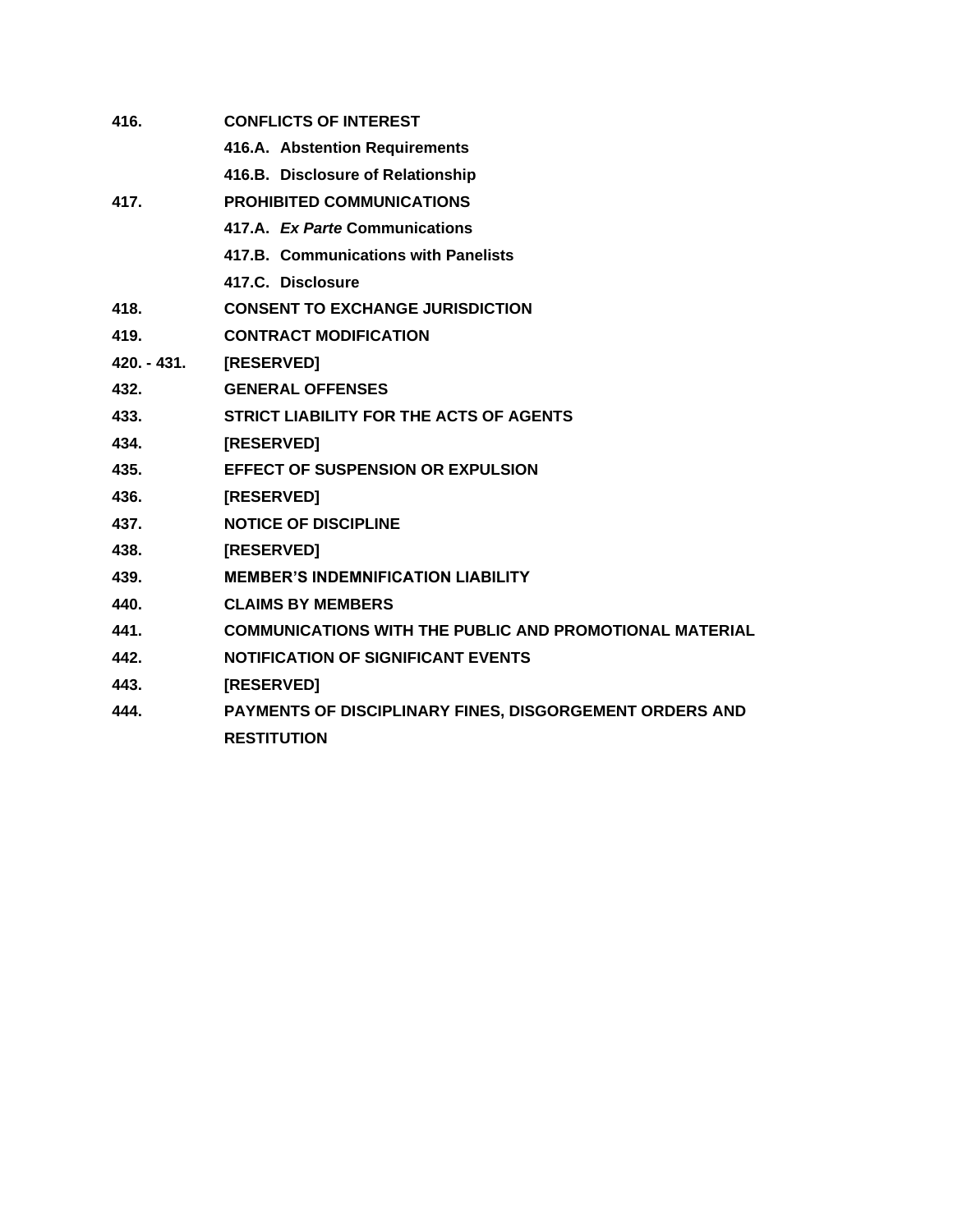**416. CONFLICTS OF INTEREST**

**416.A. Abstention Requirements**

**416.B. Disclosure of Relationship**

**417. PROHIBITED COMMUNICATIONS**

**417.A. *Ex Parte* Communications**

**417.B. Communications with Panelists**

**417.C. Disclosure**

**418. CONSENT TO EXCHANGE JURISDICTION**

**419. CONTRACT MODIFICATION**

**420. - 431. [RESERVED]**

**432. GENERAL OFFENSES**

**433. STRICT LIABILITY FOR THE ACTS OF AGENTS**

**434. [RESERVED]**

**435. EFFECT OF SUSPENSION OR EXPULSION**

**436. [RESERVED]**

**437. NOTICE OF DISCIPLINE**

**438. [RESERVED]**

**439. MEMBER'S INDEMNIFICATION LIABILITY**

**440. CLAIMS BY MEMBERS**

**441. COMMUNICATIONS WITH THE PUBLIC AND PROMOTIONAL MATERIAL**

**442. NOTIFICATION OF SIGNIFICANT EVENTS**

**443. [RESERVED]**

**444. PAYMENTS OF DISCIPLINARY FINES, DISGORGEMENT ORDERS AND RESTITUTION**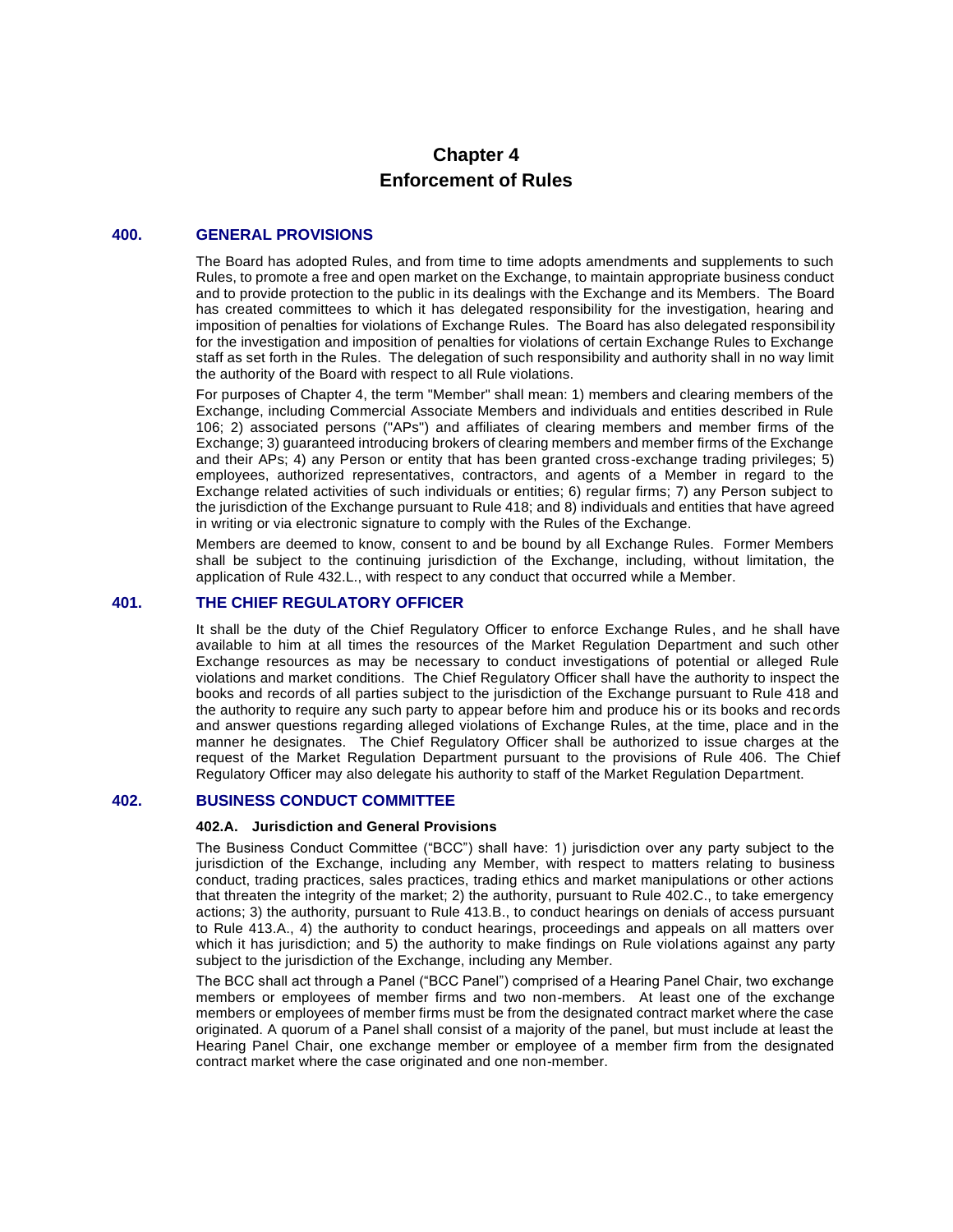# Chapter 4
# Enforcement of Rules

## 400. GENERAL PROVISIONS

The Board has adopted Rules, and from time to time adopts amendments and supplements to such Rules, to promote a free and open market on the Exchange, to maintain appropriate business conduct and to provide protection to the public in its dealings with the Exchange and its Members. The Board has created committees to which it has delegated responsibility for the investigation, hearing and imposition of penalties for violations of Exchange Rules. The Board has also delegated responsibility for the investigation and imposition of penalties for violations of certain Exchange Rules to Exchange staff as set forth in the Rules. The delegation of such responsibility and authority shall in no way limit the authority of the Board with respect to all Rule violations.

For purposes of Chapter 4, the term "Member" shall mean: 1) members and clearing members of the Exchange, including Commercial Associate Members and individuals and entities described in Rule 106; 2) associated persons ("APs") and affiliates of clearing members and member firms of the Exchange; 3) guaranteed introducing brokers of clearing members and member firms of the Exchange and their APs; 4) any Person or entity that has been granted cross-exchange trading privileges; 5) employees, authorized representatives, contractors, and agents of a Member in regard to the Exchange related activities of such individuals or entities; 6) regular firms; 7) any Person subject to the jurisdiction of the Exchange pursuant to Rule 418; and 8) individuals and entities that have agreed in writing or via electronic signature to comply with the Rules of the Exchange.

Members are deemed to know, consent to and be bound by all Exchange Rules. Former Members shall be subject to the continuing jurisdiction of the Exchange, including, without limitation, the application of Rule 432.L., with respect to any conduct that occurred while a Member.

## 401. THE CHIEF REGULATORY OFFICER

It shall be the duty of the Chief Regulatory Officer to enforce Exchange Rules, and he shall have available to him at all times the resources of the Market Regulation Department and such other Exchange resources as may be necessary to conduct investigations of potential or alleged Rule violations and market conditions. The Chief Regulatory Officer shall have the authority to inspect the books and records of all parties subject to the jurisdiction of the Exchange pursuant to Rule 418 and the authority to require any such party to appear before him and produce his or its books and records and answer questions regarding alleged violations of Exchange Rules, at the time, place and in the manner he designates. The Chief Regulatory Officer shall be authorized to issue charges at the request of the Market Regulation Department pursuant to the provisions of Rule 406. The Chief Regulatory Officer may also delegate his authority to staff of the Market Regulation Department.

## 402. BUSINESS CONDUCT COMMITTEE

### 402.A. Jurisdiction and General Provisions

The Business Conduct Committee ("BCC") shall have: 1) jurisdiction over any party subject to the jurisdiction of the Exchange, including any Member, with respect to matters relating to business conduct, trading practices, sales practices, trading ethics and market manipulations or other actions that threaten the integrity of the market; 2) the authority, pursuant to Rule 402.C., to take emergency actions; 3) the authority, pursuant to Rule 413.B., to conduct hearings on denials of access pursuant to Rule 413.A., 4) the authority to conduct hearings, proceedings and appeals on all matters over which it has jurisdiction; and 5) the authority to make findings on Rule violations against any party subject to the jurisdiction of the Exchange, including any Member.

The BCC shall act through a Panel ("BCC Panel") comprised of a Hearing Panel Chair, two exchange members or employees of member firms and two non-members. At least one of the exchange members or employees of member firms must be from the designated contract market where the case originated. A quorum of a Panel shall consist of a majority of the panel, but must include at least the Hearing Panel Chair, one exchange member or employee of a member firm from the designated contract market where the case originated and one non-member.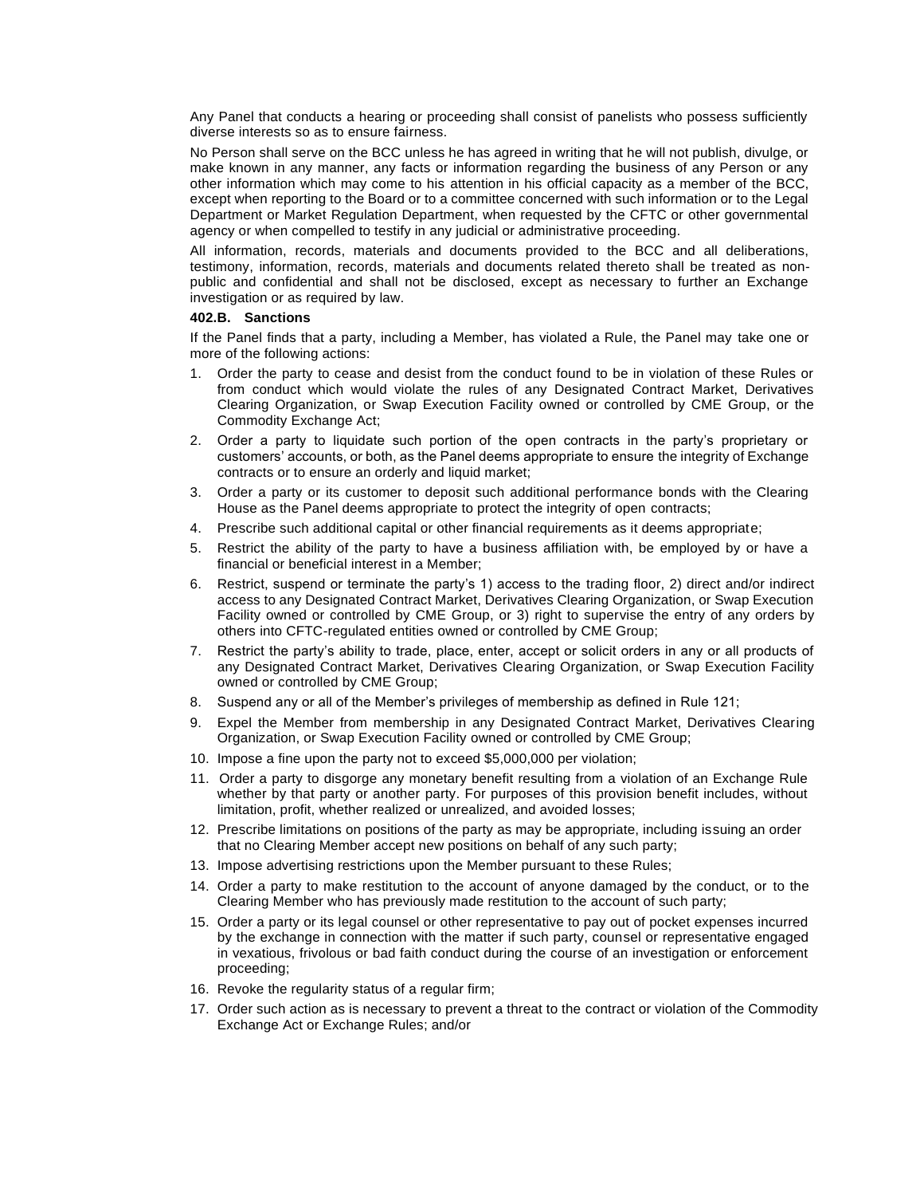Any Panel that conducts a hearing or proceeding shall consist of panelists who possess sufficiently diverse interests so as to ensure fairness.

No Person shall serve on the BCC unless he has agreed in writing that he will not publish, divulge, or make known in any manner, any facts or information regarding the business of any Person or any other information which may come to his attention in his official capacity as a member of the BCC, except when reporting to the Board or to a committee concerned with such information or to the Legal Department or Market Regulation Department, when requested by the CFTC or other governmental agency or when compelled to testify in any judicial or administrative proceeding.

All information, records, materials and documents provided to the BCC and all deliberations, testimony, information, records, materials and documents related thereto shall be treated as non-public and confidential and shall not be disclosed, except as necessary to further an Exchange investigation or as required by law.

**402.B. Sanctions**

If the Panel finds that a party, including a Member, has violated a Rule, the Panel may take one or more of the following actions:

1. Order the party to cease and desist from the conduct found to be in violation of these Rules or from conduct which would violate the rules of any Designated Contract Market, Derivatives Clearing Organization, or Swap Execution Facility owned or controlled by CME Group, or the Commodity Exchange Act;
2. Order a party to liquidate such portion of the open contracts in the party's proprietary or customers' accounts, or both, as the Panel deems appropriate to ensure the integrity of Exchange contracts or to ensure an orderly and liquid market;
3. Order a party or its customer to deposit such additional performance bonds with the Clearing House as the Panel deems appropriate to protect the integrity of open contracts;
4. Prescribe such additional capital or other financial requirements as it deems appropriate;
5. Restrict the ability of the party to have a business affiliation with, be employed by or have a financial or beneficial interest in a Member;
6. Restrict, suspend or terminate the party's 1) access to the trading floor, 2) direct and/or indirect access to any Designated Contract Market, Derivatives Clearing Organization, or Swap Execution Facility owned or controlled by CME Group, or 3) right to supervise the entry of any orders by others into CFTC-regulated entities owned or controlled by CME Group;
7. Restrict the party's ability to trade, place, enter, accept or solicit orders in any or all products of any Designated Contract Market, Derivatives Clearing Organization, or Swap Execution Facility owned or controlled by CME Group;
8. Suspend any or all of the Member's privileges of membership as defined in Rule 121;
9. Expel the Member from membership in any Designated Contract Market, Derivatives Clearing Organization, or Swap Execution Facility owned or controlled by CME Group;
10. Impose a fine upon the party not to exceed $5,000,000 per violation;
11. Order a party to disgorge any monetary benefit resulting from a violation of an Exchange Rule whether by that party or another party. For purposes of this provision benefit includes, without limitation, profit, whether realized or unrealized, and avoided losses;
12. Prescribe limitations on positions of the party as may be appropriate, including issuing an order that no Clearing Member accept new positions on behalf of any such party;
13. Impose advertising restrictions upon the Member pursuant to these Rules;
14. Order a party to make restitution to the account of anyone damaged by the conduct, or to the Clearing Member who has previously made restitution to the account of such party;
15. Order a party or its legal counsel or other representative to pay out of pocket expenses incurred by the exchange in connection with the matter if such party, counsel or representative engaged in vexatious, frivolous or bad faith conduct during the course of an investigation or enforcement proceeding;
16. Revoke the regularity status of a regular firm;
17. Order such action as is necessary to prevent a threat to the contract or violation of the Commodity Exchange Act or Exchange Rules; and/or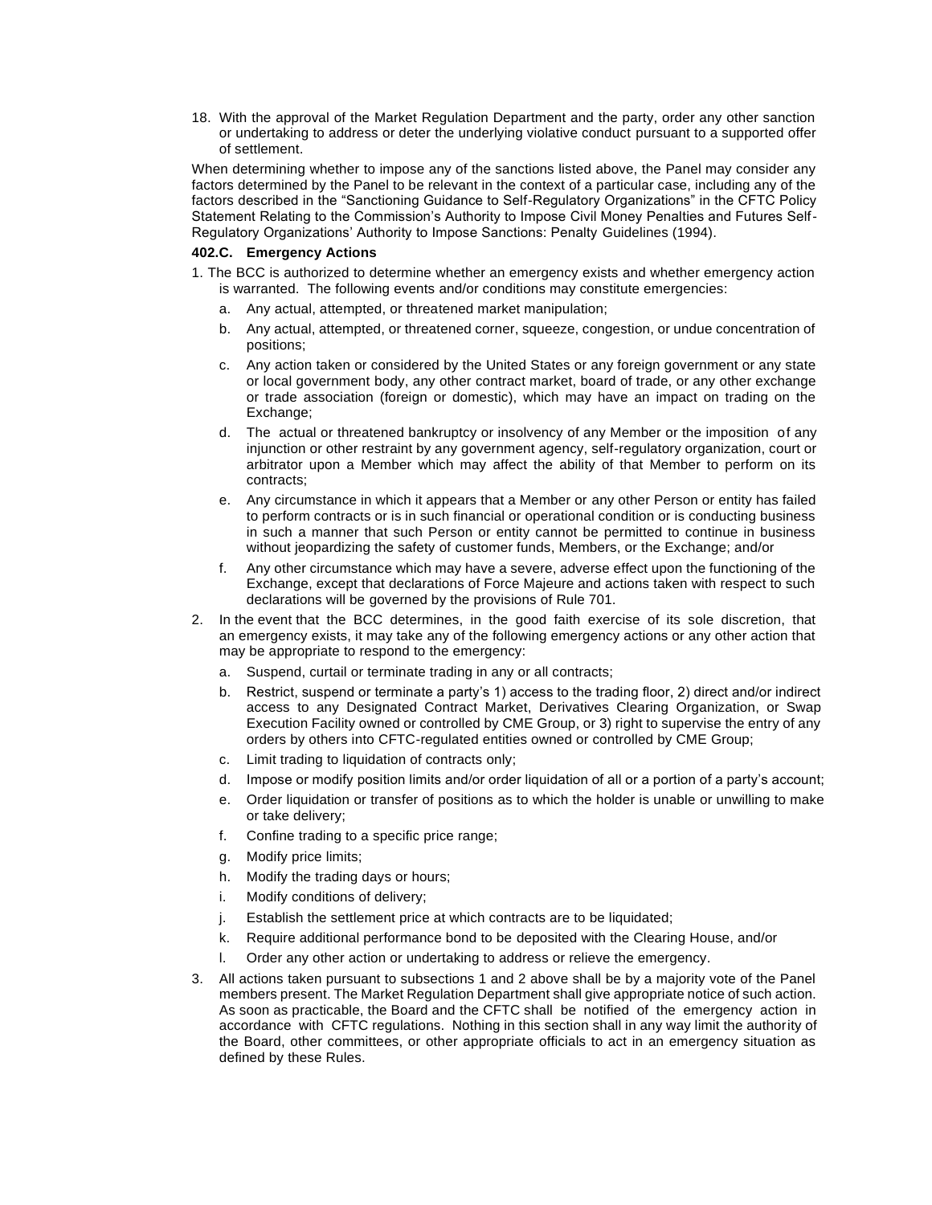18. With the approval of the Market Regulation Department and the party, order any other sanction or undertaking to address or deter the underlying violative conduct pursuant to a supported offer of settlement.

When determining whether to impose any of the sanctions listed above, the Panel may consider any factors determined by the Panel to be relevant in the context of a particular case, including any of the factors described in the "Sanctioning Guidance to Self-Regulatory Organizations" in the CFTC Policy Statement Relating to the Commission's Authority to Impose Civil Money Penalties and Futures Self-Regulatory Organizations' Authority to Impose Sanctions: Penalty Guidelines (1994).

**402.C. Emergency Actions**

1. The BCC is authorized to determine whether an emergency exists and whether emergency action is warranted. The following events and/or conditions may constitute emergencies:
   a. Any actual, attempted, or threatened market manipulation;
   b. Any actual, attempted, or threatened corner, squeeze, congestion, or undue concentration of positions;
   c. Any action taken or considered by the United States or any foreign government or any state or local government body, any other contract market, board of trade, or any other exchange or trade association (foreign or domestic), which may have an impact on trading on the Exchange;
   d. The actual or threatened bankruptcy or insolvency of any Member or the imposition of any injunction or other restraint by any government agency, self-regulatory organization, court or arbitrator upon a Member which may affect the ability of that Member to perform on its contracts;
   e. Any circumstance in which it appears that a Member or any other Person or entity has failed to perform contracts or is in such financial or operational condition or is conducting business in such a manner that such Person or entity cannot be permitted to continue in business without jeopardizing the safety of customer funds, Members, or the Exchange; and/or
   f. Any other circumstance which may have a severe, adverse effect upon the functioning of the Exchange, except that declarations of Force Majeure and actions taken with respect to such declarations will be governed by the provisions of Rule 701.
2. In the event that the BCC determines, in the good faith exercise of its sole discretion, that an emergency exists, it may take any of the following emergency actions or any other action that may be appropriate to respond to the emergency:
   a. Suspend, curtail or terminate trading in any or all contracts;
   b. Restrict, suspend or terminate a party's 1) access to the trading floor, 2) direct and/or indirect access to any Designated Contract Market, Derivatives Clearing Organization, or Swap Execution Facility owned or controlled by CME Group, or 3) right to supervise the entry of any orders by others into CFTC-regulated entities owned or controlled by CME Group;
   c. Limit trading to liquidation of contracts only;
   d. Impose or modify position limits and/or order liquidation of all or a portion of a party's account;
   e. Order liquidation or transfer of positions as to which the holder is unable or unwilling to make or take delivery;
   f. Confine trading to a specific price range;
   g. Modify price limits;
   h. Modify the trading days or hours;
   i. Modify conditions of delivery;
   j. Establish the settlement price at which contracts are to be liquidated;
   k. Require additional performance bond to be deposited with the Clearing House, and/or
   l. Order any other action or undertaking to address or relieve the emergency.
3. All actions taken pursuant to subsections 1 and 2 above shall be by a majority vote of the Panel members present. The Market Regulation Department shall give appropriate notice of such action. As soon as practicable, the Board and the CFTC shall be notified of the emergency action in accordance with CFTC regulations. Nothing in this section shall in any way limit the authority of the Board, other committees, or other appropriate officials to act in an emergency situation as defined by these Rules.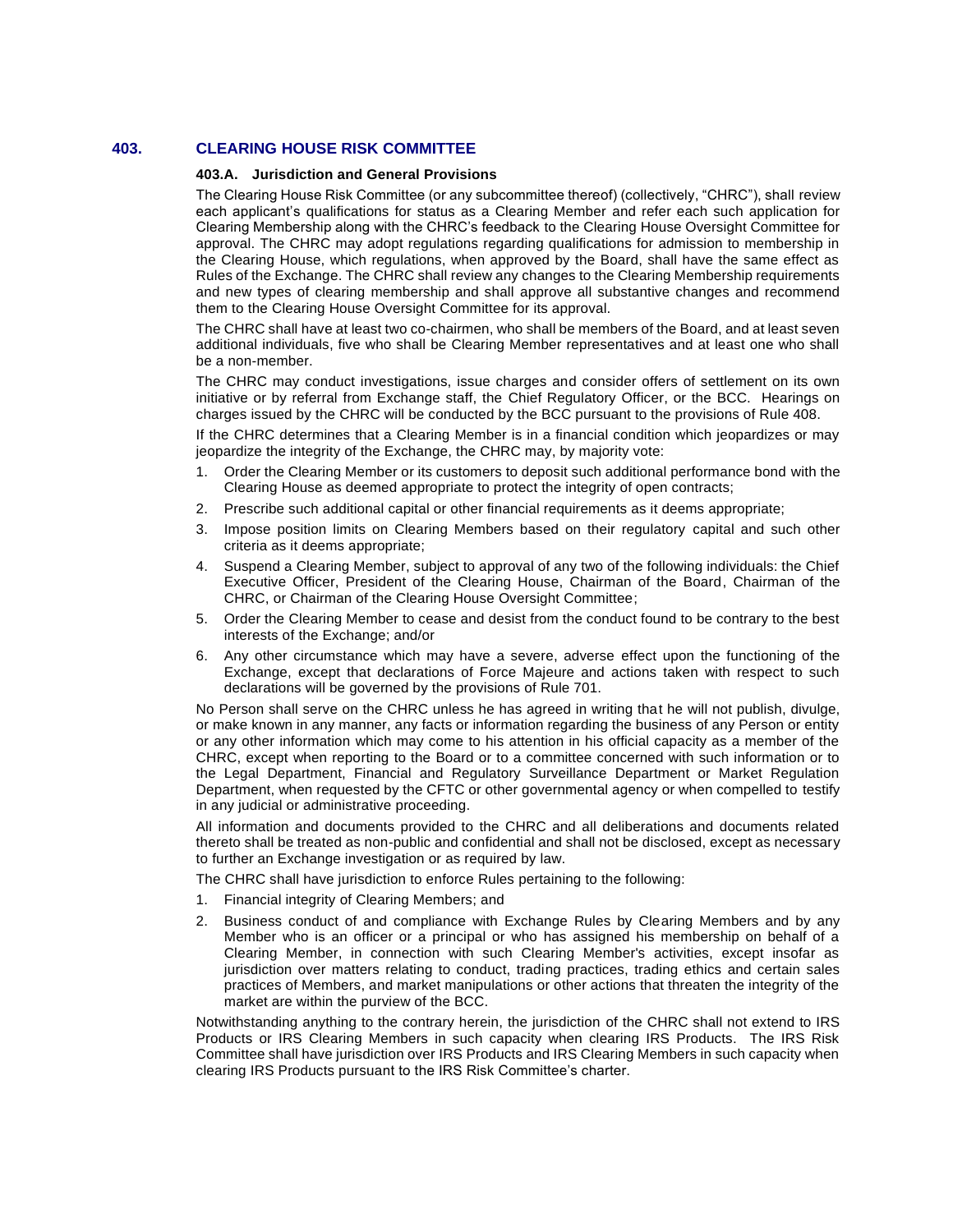## 403. CLEARING HOUSE RISK COMMITTEE

### 403.A. Jurisdiction and General Provisions

The Clearing House Risk Committee (or any subcommittee thereof) (collectively, "CHRC"), shall review each applicant's qualifications for status as a Clearing Member and refer each such application for Clearing Membership along with the CHRC's feedback to the Clearing House Oversight Committee for approval. The CHRC may adopt regulations regarding qualifications for admission to membership in the Clearing House, which regulations, when approved by the Board, shall have the same effect as Rules of the Exchange. The CHRC shall review any changes to the Clearing Membership requirements and new types of clearing membership and shall approve all substantive changes and recommend them to the Clearing House Oversight Committee for its approval.

The CHRC shall have at least two co-chairmen, who shall be members of the Board, and at least seven additional individuals, five who shall be Clearing Member representatives and at least one who shall be a non-member.

The CHRC may conduct investigations, issue charges and consider offers of settlement on its own initiative or by referral from Exchange staff, the Chief Regulatory Officer, or the BCC. Hearings on charges issued by the CHRC will be conducted by the BCC pursuant to the provisions of Rule 408.

If the CHRC determines that a Clearing Member is in a financial condition which jeopardizes or may jeopardize the integrity of the Exchange, the CHRC may, by majority vote:

1. Order the Clearing Member or its customers to deposit such additional performance bond with the Clearing House as deemed appropriate to protect the integrity of open contracts;
2. Prescribe such additional capital or other financial requirements as it deems appropriate;
3. Impose position limits on Clearing Members based on their regulatory capital and such other criteria as it deems appropriate;
4. Suspend a Clearing Member, subject to approval of any two of the following individuals: the Chief Executive Officer, President of the Clearing House, Chairman of the Board, Chairman of the CHRC, or Chairman of the Clearing House Oversight Committee;
5. Order the Clearing Member to cease and desist from the conduct found to be contrary to the best interests of the Exchange; and/or
6. Any other circumstance which may have a severe, adverse effect upon the functioning of the Exchange, except that declarations of Force Majeure and actions taken with respect to such declarations will be governed by the provisions of Rule 701.

No Person shall serve on the CHRC unless he has agreed in writing that he will not publish, divulge, or make known in any manner, any facts or information regarding the business of any Person or entity or any other information which may come to his attention in his official capacity as a member of the CHRC, except when reporting to the Board or to a committee concerned with such information or to the Legal Department, Financial and Regulatory Surveillance Department or Market Regulation Department, when requested by the CFTC or other governmental agency or when compelled to testify in any judicial or administrative proceeding.

All information and documents provided to the CHRC and all deliberations and documents related thereto shall be treated as non-public and confidential and shall not be disclosed, except as necessary to further an Exchange investigation or as required by law.

The CHRC shall have jurisdiction to enforce Rules pertaining to the following:

1. Financial integrity of Clearing Members; and
2. Business conduct of and compliance with Exchange Rules by Clearing Members and by any Member who is an officer or a principal or who has assigned his membership on behalf of a Clearing Member, in connection with such Clearing Member's activities, except insofar as jurisdiction over matters relating to conduct, trading practices, trading ethics and certain sales practices of Members, and market manipulations or other actions that threaten the integrity of the market are within the purview of the BCC.

Notwithstanding anything to the contrary herein, the jurisdiction of the CHRC shall not extend to IRS Products or IRS Clearing Members in such capacity when clearing IRS Products. The IRS Risk Committee shall have jurisdiction over IRS Products and IRS Clearing Members in such capacity when clearing IRS Products pursuant to the IRS Risk Committee's charter.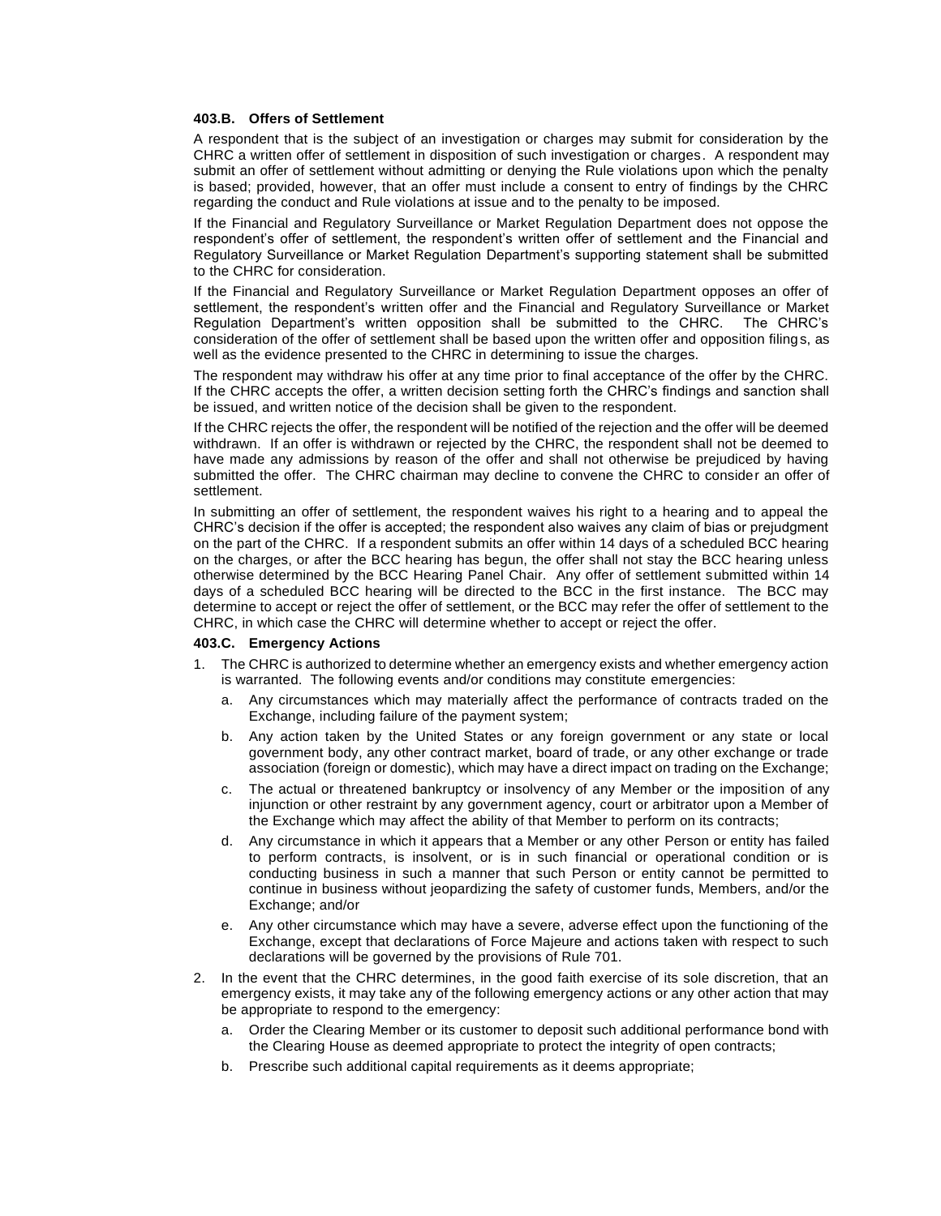### 403.B. Offers of Settlement

A respondent that is the subject of an investigation or charges may submit for consideration by the CHRC a written offer of settlement in disposition of such investigation or charges. A respondent may submit an offer of settlement without admitting or denying the Rule violations upon which the penalty is based; provided, however, that an offer must include a consent to entry of findings by the CHRC regarding the conduct and Rule violations at issue and to the penalty to be imposed.

If the Financial and Regulatory Surveillance or Market Regulation Department does not oppose the respondent's offer of settlement, the respondent's written offer of settlement and the Financial and Regulatory Surveillance or Market Regulation Department's supporting statement shall be submitted to the CHRC for consideration.

If the Financial and Regulatory Surveillance or Market Regulation Department opposes an offer of settlement, the respondent's written offer and the Financial and Regulatory Surveillance or Market Regulation Department's written opposition shall be submitted to the CHRC. The CHRC's consideration of the offer of settlement shall be based upon the written offer and opposition filings, as well as the evidence presented to the CHRC in determining to issue the charges.

The respondent may withdraw his offer at any time prior to final acceptance of the offer by the CHRC. If the CHRC accepts the offer, a written decision setting forth the CHRC's findings and sanction shall be issued, and written notice of the decision shall be given to the respondent.

If the CHRC rejects the offer, the respondent will be notified of the rejection and the offer will be deemed withdrawn. If an offer is withdrawn or rejected by the CHRC, the respondent shall not be deemed to have made any admissions by reason of the offer and shall not otherwise be prejudiced by having submitted the offer. The CHRC chairman may decline to convene the CHRC to consider an offer of settlement.

In submitting an offer of settlement, the respondent waives his right to a hearing and to appeal the CHRC's decision if the offer is accepted; the respondent also waives any claim of bias or prejudgment on the part of the CHRC. If a respondent submits an offer within 14 days of a scheduled BCC hearing on the charges, or after the BCC hearing has begun, the offer shall not stay the BCC hearing unless otherwise determined by the BCC Hearing Panel Chair. Any offer of settlement submitted within 14 days of a scheduled BCC hearing will be directed to the BCC in the first instance. The BCC may determine to accept or reject the offer of settlement, or the BCC may refer the offer of settlement to the CHRC, in which case the CHRC will determine whether to accept or reject the offer.

### 403.C. Emergency Actions

1. The CHRC is authorized to determine whether an emergency exists and whether emergency action is warranted. The following events and/or conditions may constitute emergencies:
   a. Any circumstances which may materially affect the performance of contracts traded on the Exchange, including failure of the payment system;
   b. Any action taken by the United States or any foreign government or any state or local government body, any other contract market, board of trade, or any other exchange or trade association (foreign or domestic), which may have a direct impact on trading on the Exchange;
   c. The actual or threatened bankruptcy or insolvency of any Member or the imposition of any injunction or other restraint by any government agency, court or arbitrator upon a Member of the Exchange which may affect the ability of that Member to perform on its contracts;
   d. Any circumstance in which it appears that a Member or any other Person or entity has failed to perform contracts, is insolvent, or is in such financial or operational condition or is conducting business in such a manner that such Person or entity cannot be permitted to continue in business without jeopardizing the safety of customer funds, Members, and/or the Exchange; and/or
   e. Any other circumstance which may have a severe, adverse effect upon the functioning of the Exchange, except that declarations of Force Majeure and actions taken with respect to such declarations will be governed by the provisions of Rule 701.
2. In the event that the CHRC determines, in the good faith exercise of its sole discretion, that an emergency exists, it may take any of the following emergency actions or any other action that may be appropriate to respond to the emergency:
   a. Order the Clearing Member or its customer to deposit such additional performance bond with the Clearing House as deemed appropriate to protect the integrity of open contracts;
   b. Prescribe such additional capital requirements as it deems appropriate;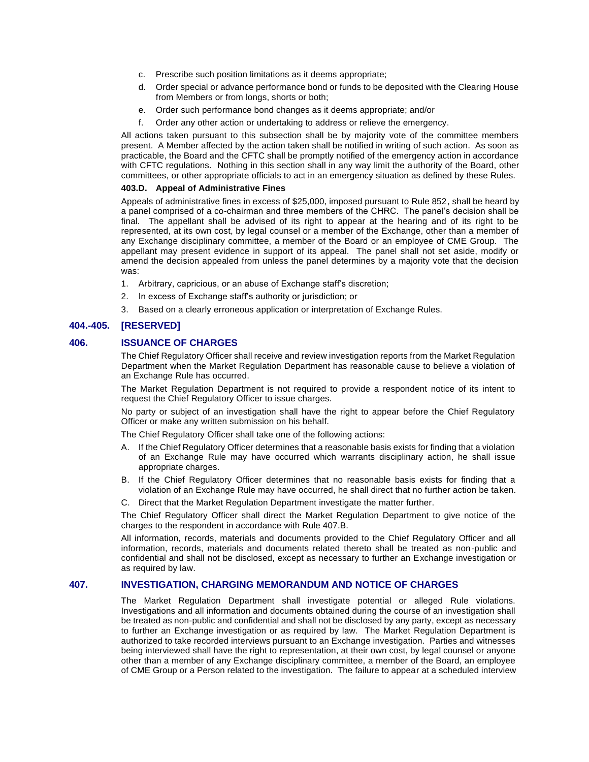c. Prescribe such position limitations as it deems appropriate;

d. Order special or advance performance bond or funds to be deposited with the Clearing House from Members or from longs, shorts or both;

e. Order such performance bond changes as it deems appropriate; and/or

f. Order any other action or undertaking to address or relieve the emergency.

All actions taken pursuant to this subsection shall be by majority vote of the committee members present. A Member affected by the action taken shall be notified in writing of such action. As soon as practicable, the Board and the CFTC shall be promptly notified of the emergency action in accordance with CFTC regulations. Nothing in this section shall in any way limit the authority of the Board, other committees, or other appropriate officials to act in an emergency situation as defined by these Rules.

**403.D. Appeal of Administrative Fines**

Appeals of administrative fines in excess of $25,000, imposed pursuant to Rule 852, shall be heard by a panel comprised of a co-chairman and three members of the CHRC. The panel's decision shall be final. The appellant shall be advised of its right to appear at the hearing and of its right to be represented, at its own cost, by legal counsel or a member of the Exchange, other than a member of any Exchange disciplinary committee, a member of the Board or an employee of CME Group. The appellant may present evidence in support of its appeal. The panel shall not set aside, modify or amend the decision appealed from unless the panel determines by a majority vote that the decision was:

1. Arbitrary, capricious, or an abuse of Exchange staff's discretion;
2. In excess of Exchange staff's authority or jurisdiction; or
3. Based on a clearly erroneous application or interpretation of Exchange Rules.

## 404.-405. [RESERVED]

## 406. ISSUANCE OF CHARGES

The Chief Regulatory Officer shall receive and review investigation reports from the Market Regulation Department when the Market Regulation Department has reasonable cause to believe a violation of an Exchange Rule has occurred.

The Market Regulation Department is not required to provide a respondent notice of its intent to request the Chief Regulatory Officer to issue charges.

No party or subject of an investigation shall have the right to appear before the Chief Regulatory Officer or make any written submission on his behalf.

The Chief Regulatory Officer shall take one of the following actions:

A. If the Chief Regulatory Officer determines that a reasonable basis exists for finding that a violation of an Exchange Rule may have occurred which warrants disciplinary action, he shall issue appropriate charges.

B. If the Chief Regulatory Officer determines that no reasonable basis exists for finding that a violation of an Exchange Rule may have occurred, he shall direct that no further action be taken.

C. Direct that the Market Regulation Department investigate the matter further.

The Chief Regulatory Officer shall direct the Market Regulation Department to give notice of the charges to the respondent in accordance with Rule 407.B.

All information, records, materials and documents provided to the Chief Regulatory Officer and all information, records, materials and documents related thereto shall be treated as non-public and confidential and shall not be disclosed, except as necessary to further an Exchange investigation or as required by law.

## 407. INVESTIGATION, CHARGING MEMORANDUM AND NOTICE OF CHARGES

The Market Regulation Department shall investigate potential or alleged Rule violations. Investigations and all information and documents obtained during the course of an investigation shall be treated as non-public and confidential and shall not be disclosed by any party, except as necessary to further an Exchange investigation or as required by law. The Market Regulation Department is authorized to take recorded interviews pursuant to an Exchange investigation. Parties and witnesses being interviewed shall have the right to representation, at their own cost, by legal counsel or anyone other than a member of any Exchange disciplinary committee, a member of the Board, an employee of CME Group or a Person related to the investigation. The failure to appear at a scheduled interview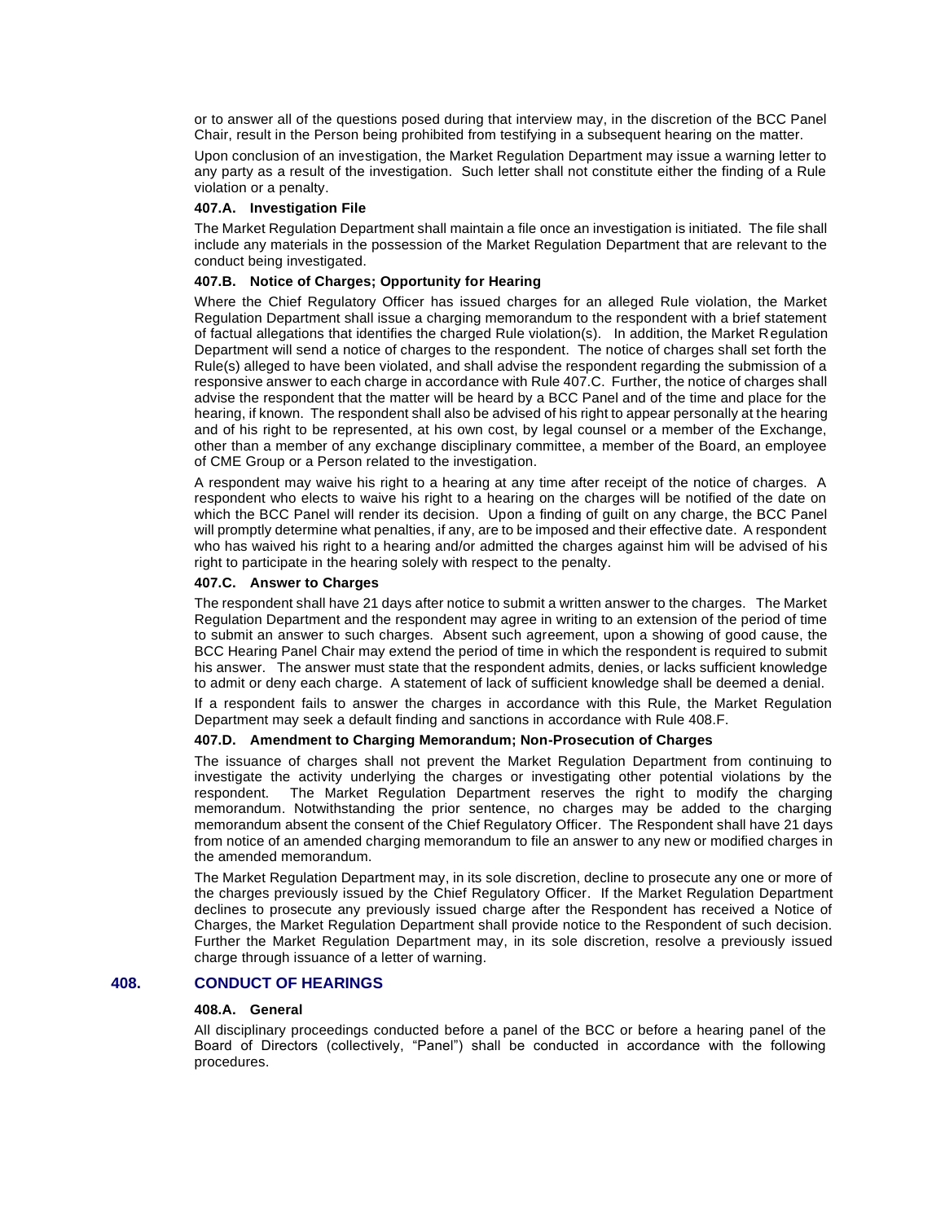or to answer all of the questions posed during that interview may, in the discretion of the BCC Panel Chair, result in the Person being prohibited from testifying in a subsequent hearing on the matter.

Upon conclusion of an investigation, the Market Regulation Department may issue a warning letter to any party as a result of the investigation. Such letter shall not constitute either the finding of a Rule violation or a penalty.

### 407.A. Investigation File

The Market Regulation Department shall maintain a file once an investigation is initiated. The file shall include any materials in the possession of the Market Regulation Department that are relevant to the conduct being investigated.

### 407.B. Notice of Charges; Opportunity for Hearing

Where the Chief Regulatory Officer has issued charges for an alleged Rule violation, the Market Regulation Department shall issue a charging memorandum to the respondent with a brief statement of factual allegations that identifies the charged Rule violation(s). In addition, the Market Regulation Department will send a notice of charges to the respondent. The notice of charges shall set forth the Rule(s) alleged to have been violated, and shall advise the respondent regarding the submission of a responsive answer to each charge in accordance with Rule 407.C. Further, the notice of charges shall advise the respondent that the matter will be heard by a BCC Panel and of the time and place for the hearing, if known. The respondent shall also be advised of his right to appear personally at the hearing and of his right to be represented, at his own cost, by legal counsel or a member of the Exchange, other than a member of any exchange disciplinary committee, a member of the Board, an employee of CME Group or a Person related to the investigation.

A respondent may waive his right to a hearing at any time after receipt of the notice of charges. A respondent who elects to waive his right to a hearing on the charges will be notified of the date on which the BCC Panel will render its decision. Upon a finding of guilt on any charge, the BCC Panel will promptly determine what penalties, if any, are to be imposed and their effective date. A respondent who has waived his right to a hearing and/or admitted the charges against him will be advised of his right to participate in the hearing solely with respect to the penalty.

### 407.C. Answer to Charges

The respondent shall have 21 days after notice to submit a written answer to the charges. The Market Regulation Department and the respondent may agree in writing to an extension of the period of time to submit an answer to such charges. Absent such agreement, upon a showing of good cause, the BCC Hearing Panel Chair may extend the period of time in which the respondent is required to submit his answer. The answer must state that the respondent admits, denies, or lacks sufficient knowledge to admit or deny each charge. A statement of lack of sufficient knowledge shall be deemed a denial.

If a respondent fails to answer the charges in accordance with this Rule, the Market Regulation Department may seek a default finding and sanctions in accordance with Rule 408.F.

### 407.D. Amendment to Charging Memorandum; Non-Prosecution of Charges

The issuance of charges shall not prevent the Market Regulation Department from continuing to investigate the activity underlying the charges or investigating other potential violations by the respondent. The Market Regulation Department reserves the right to modify the charging memorandum. Notwithstanding the prior sentence, no charges may be added to the charging memorandum absent the consent of the Chief Regulatory Officer. The Respondent shall have 21 days from notice of an amended charging memorandum to file an answer to any new or modified charges in the amended memorandum.

The Market Regulation Department may, in its sole discretion, decline to prosecute any one or more of the charges previously issued by the Chief Regulatory Officer. If the Market Regulation Department declines to prosecute any previously issued charge after the Respondent has received a Notice of Charges, the Market Regulation Department shall provide notice to the Respondent of such decision. Further the Market Regulation Department may, in its sole discretion, resolve a previously issued charge through issuance of a letter of warning.

## 408. CONDUCT OF HEARINGS

### 408.A. General

All disciplinary proceedings conducted before a panel of the BCC or before a hearing panel of the Board of Directors (collectively, "Panel") shall be conducted in accordance with the following procedures.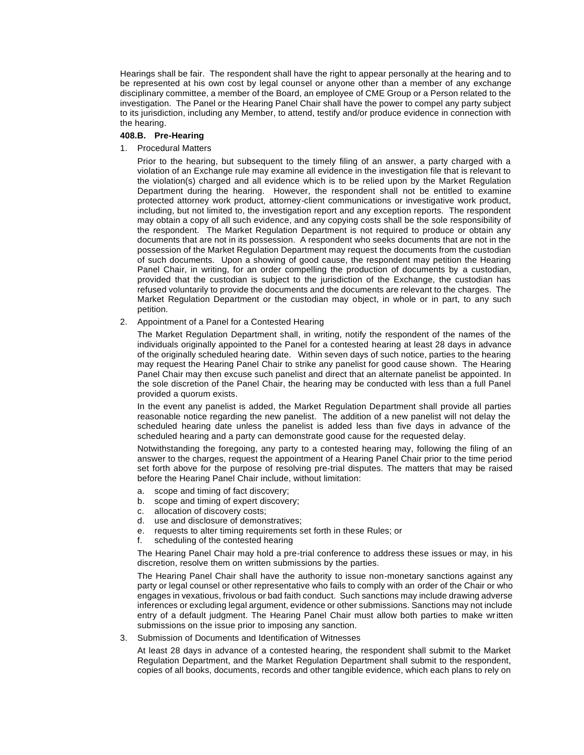Hearings shall be fair. The respondent shall have the right to appear personally at the hearing and to be represented at his own cost by legal counsel or anyone other than a member of any exchange disciplinary committee, a member of the Board, an employee of CME Group or a Person related to the investigation. The Panel or the Hearing Panel Chair shall have the power to compel any party subject to its jurisdiction, including any Member, to attend, testify and/or produce evidence in connection with the hearing.

**408.B. Pre-Hearing**

1. Procedural Matters

   Prior to the hearing, but subsequent to the timely filing of an answer, a party charged with a violation of an Exchange rule may examine all evidence in the investigation file that is relevant to the violation(s) charged and all evidence which is to be relied upon by the Market Regulation Department during the hearing. However, the respondent shall not be entitled to examine protected attorney work product, attorney-client communications or investigative work product, including, but not limited to, the investigation report and any exception reports. The respondent may obtain a copy of all such evidence, and any copying costs shall be the sole responsibility of the respondent. The Market Regulation Department is not required to produce or obtain any documents that are not in its possession. A respondent who seeks documents that are not in the possession of the Market Regulation Department may request the documents from the custodian of such documents. Upon a showing of good cause, the respondent may petition the Hearing Panel Chair, in writing, for an order compelling the production of documents by a custodian, provided that the custodian is subject to the jurisdiction of the Exchange, the custodian has refused voluntarily to provide the documents and the documents are relevant to the charges. The Market Regulation Department or the custodian may object, in whole or in part, to any such petition.

2. Appointment of a Panel for a Contested Hearing

   The Market Regulation Department shall, in writing, notify the respondent of the names of the individuals originally appointed to the Panel for a contested hearing at least 28 days in advance of the originally scheduled hearing date. Within seven days of such notice, parties to the hearing may request the Hearing Panel Chair to strike any panelist for good cause shown. The Hearing Panel Chair may then excuse such panelist and direct that an alternate panelist be appointed. In the sole discretion of the Panel Chair, the hearing may be conducted with less than a full Panel provided a quorum exists.

   In the event any panelist is added, the Market Regulation Department shall provide all parties reasonable notice regarding the new panelist. The addition of a new panelist will not delay the scheduled hearing date unless the panelist is added less than five days in advance of the scheduled hearing and a party can demonstrate good cause for the requested delay.

   Notwithstanding the foregoing, any party to a contested hearing may, following the filing of an answer to the charges, request the appointment of a Hearing Panel Chair prior to the time period set forth above for the purpose of resolving pre-trial disputes. The matters that may be raised before the Hearing Panel Chair include, without limitation:

   a. scope and timing of fact discovery;
   b. scope and timing of expert discovery;
   c. allocation of discovery costs;
   d. use and disclosure of demonstratives;
   e. requests to alter timing requirements set forth in these Rules; or
   f. scheduling of the contested hearing

   The Hearing Panel Chair may hold a pre-trial conference to address these issues or may, in his discretion, resolve them on written submissions by the parties.

   The Hearing Panel Chair shall have the authority to issue non-monetary sanctions against any party or legal counsel or other representative who fails to comply with an order of the Chair or who engages in vexatious, frivolous or bad faith conduct. Such sanctions may include drawing adverse inferences or excluding legal argument, evidence or other submissions. Sanctions may not include entry of a default judgment. The Hearing Panel Chair must allow both parties to make written submissions on the issue prior to imposing any sanction.

3. Submission of Documents and Identification of Witnesses

   At least 28 days in advance of a contested hearing, the respondent shall submit to the Market Regulation Department, and the Market Regulation Department shall submit to the respondent, copies of all books, documents, records and other tangible evidence, which each plans to rely on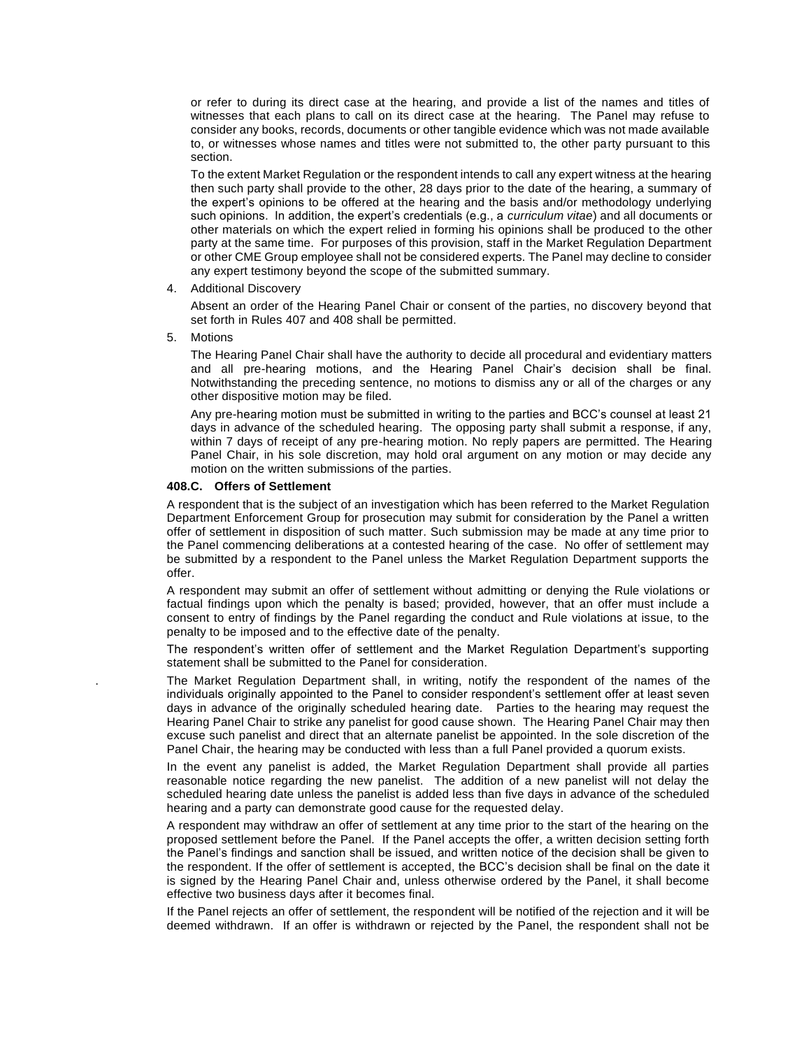or refer to during its direct case at the hearing, and provide a list of the names and titles of witnesses that each plans to call on its direct case at the hearing. The Panel may refuse to consider any books, records, documents or other tangible evidence which was not made available to, or witnesses whose names and titles were not submitted to, the other party pursuant to this section.

To the extent Market Regulation or the respondent intends to call any expert witness at the hearing then such party shall provide to the other, 28 days prior to the date of the hearing, a summary of the expert's opinions to be offered at the hearing and the basis and/or methodology underlying such opinions. In addition, the expert's credentials (e.g., a *curriculum vitae*) and all documents or other materials on which the expert relied in forming his opinions shall be produced to the other party at the same time. For purposes of this provision, staff in the Market Regulation Department or other CME Group employee shall not be considered experts. The Panel may decline to consider any expert testimony beyond the scope of the submitted summary.

4. Additional Discovery

   Absent an order of the Hearing Panel Chair or consent of the parties, no discovery beyond that set forth in Rules 407 and 408 shall be permitted.

5. Motions

   The Hearing Panel Chair shall have the authority to decide all procedural and evidentiary matters and all pre-hearing motions, and the Hearing Panel Chair's decision shall be final. Notwithstanding the preceding sentence, no motions to dismiss any or all of the charges or any other dispositive motion may be filed.

   Any pre-hearing motion must be submitted in writing to the parties and BCC's counsel at least 21 days in advance of the scheduled hearing. The opposing party shall submit a response, if any, within 7 days of receipt of any pre-hearing motion. No reply papers are permitted. The Hearing Panel Chair, in his sole discretion, may hold oral argument on any motion or may decide any motion on the written submissions of the parties.

**408.C. Offers of Settlement**

A respondent that is the subject of an investigation which has been referred to the Market Regulation Department Enforcement Group for prosecution may submit for consideration by the Panel a written offer of settlement in disposition of such matter. Such submission may be made at any time prior to the Panel commencing deliberations at a contested hearing of the case. No offer of settlement may be submitted by a respondent to the Panel unless the Market Regulation Department supports the offer.

A respondent may submit an offer of settlement without admitting or denying the Rule violations or factual findings upon which the penalty is based; provided, however, that an offer must include a consent to entry of findings by the Panel regarding the conduct and Rule violations at issue, to the penalty to be imposed and to the effective date of the penalty.

The respondent's written offer of settlement and the Market Regulation Department's supporting statement shall be submitted to the Panel for consideration.

The Market Regulation Department shall, in writing, notify the respondent of the names of the individuals originally appointed to the Panel to consider respondent's settlement offer at least seven days in advance of the originally scheduled hearing date. Parties to the hearing may request the Hearing Panel Chair to strike any panelist for good cause shown. The Hearing Panel Chair may then excuse such panelist and direct that an alternate panelist be appointed. In the sole discretion of the Panel Chair, the hearing may be conducted with less than a full Panel provided a quorum exists.

In the event any panelist is added, the Market Regulation Department shall provide all parties reasonable notice regarding the new panelist. The addition of a new panelist will not delay the scheduled hearing date unless the panelist is added less than five days in advance of the scheduled hearing and a party can demonstrate good cause for the requested delay.

A respondent may withdraw an offer of settlement at any time prior to the start of the hearing on the proposed settlement before the Panel. If the Panel accepts the offer, a written decision setting forth the Panel's findings and sanction shall be issued, and written notice of the decision shall be given to the respondent. If the offer of settlement is accepted, the BCC's decision shall be final on the date it is signed by the Hearing Panel Chair and, unless otherwise ordered by the Panel, it shall become effective two business days after it becomes final.

If the Panel rejects an offer of settlement, the respondent will be notified of the rejection and it will be deemed withdrawn. If an offer is withdrawn or rejected by the Panel, the respondent shall not be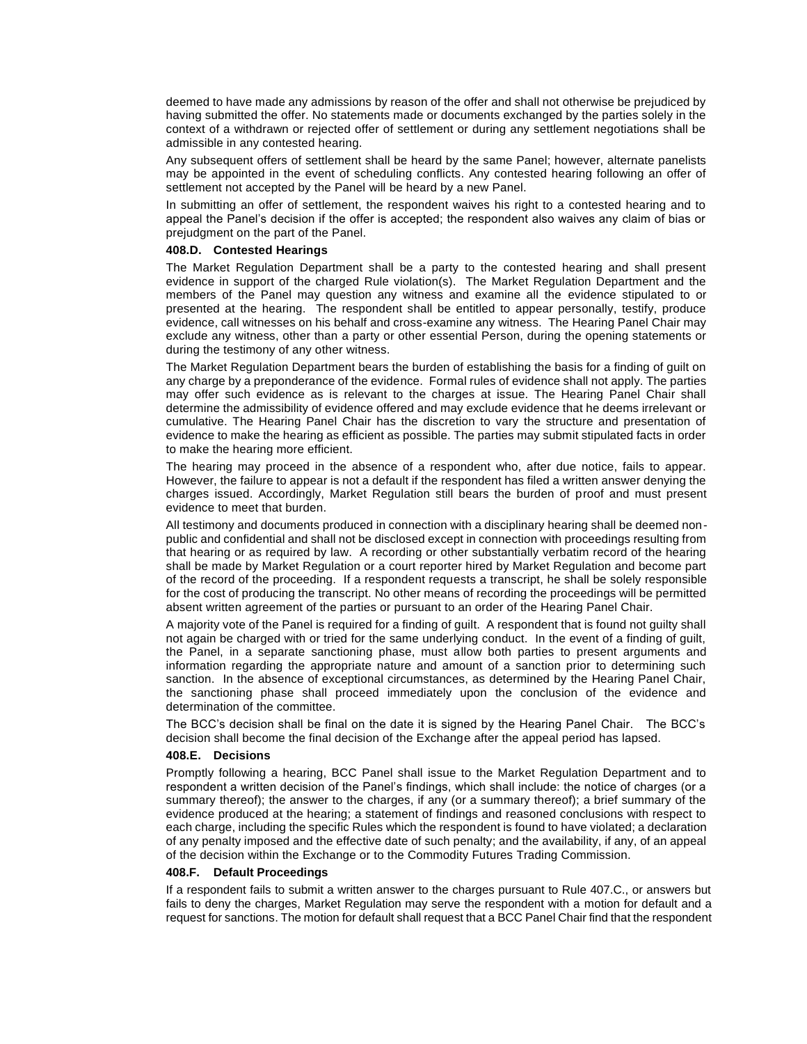deemed to have made any admissions by reason of the offer and shall not otherwise be prejudiced by having submitted the offer. No statements made or documents exchanged by the parties solely in the context of a withdrawn or rejected offer of settlement or during any settlement negotiations shall be admissible in any contested hearing.

Any subsequent offers of settlement shall be heard by the same Panel; however, alternate panelists may be appointed in the event of scheduling conflicts. Any contested hearing following an offer of settlement not accepted by the Panel will be heard by a new Panel.

In submitting an offer of settlement, the respondent waives his right to a contested hearing and to appeal the Panel's decision if the offer is accepted; the respondent also waives any claim of bias or prejudgment on the part of the Panel.

**408.D. Contested Hearings**

The Market Regulation Department shall be a party to the contested hearing and shall present evidence in support of the charged Rule violation(s). The Market Regulation Department and the members of the Panel may question any witness and examine all the evidence stipulated to or presented at the hearing. The respondent shall be entitled to appear personally, testify, produce evidence, call witnesses on his behalf and cross-examine any witness. The Hearing Panel Chair may exclude any witness, other than a party or other essential Person, during the opening statements or during the testimony of any other witness.

The Market Regulation Department bears the burden of establishing the basis for a finding of guilt on any charge by a preponderance of the evidence. Formal rules of evidence shall not apply. The parties may offer such evidence as is relevant to the charges at issue. The Hearing Panel Chair shall determine the admissibility of evidence offered and may exclude evidence that he deems irrelevant or cumulative. The Hearing Panel Chair has the discretion to vary the structure and presentation of evidence to make the hearing as efficient as possible. The parties may submit stipulated facts in order to make the hearing more efficient.

The hearing may proceed in the absence of a respondent who, after due notice, fails to appear. However, the failure to appear is not a default if the respondent has filed a written answer denying the charges issued. Accordingly, Market Regulation still bears the burden of proof and must present evidence to meet that burden.

All testimony and documents produced in connection with a disciplinary hearing shall be deemed non-public and confidential and shall not be disclosed except in connection with proceedings resulting from that hearing or as required by law. A recording or other substantially verbatim record of the hearing shall be made by Market Regulation or a court reporter hired by Market Regulation and become part of the record of the proceeding. If a respondent requests a transcript, he shall be solely responsible for the cost of producing the transcript. No other means of recording the proceedings will be permitted absent written agreement of the parties or pursuant to an order of the Hearing Panel Chair.

A majority vote of the Panel is required for a finding of guilt. A respondent that is found not guilty shall not again be charged with or tried for the same underlying conduct. In the event of a finding of guilt, the Panel, in a separate sanctioning phase, must allow both parties to present arguments and information regarding the appropriate nature and amount of a sanction prior to determining such sanction. In the absence of exceptional circumstances, as determined by the Hearing Panel Chair, the sanctioning phase shall proceed immediately upon the conclusion of the evidence and determination of the committee.

The BCC's decision shall be final on the date it is signed by the Hearing Panel Chair. The BCC's decision shall become the final decision of the Exchange after the appeal period has lapsed.

**408.E. Decisions**

Promptly following a hearing, BCC Panel shall issue to the Market Regulation Department and to respondent a written decision of the Panel's findings, which shall include: the notice of charges (or a summary thereof); the answer to the charges, if any (or a summary thereof); a brief summary of the evidence produced at the hearing; a statement of findings and reasoned conclusions with respect to each charge, including the specific Rules which the respondent is found to have violated; a declaration of any penalty imposed and the effective date of such penalty; and the availability, if any, of an appeal of the decision within the Exchange or to the Commodity Futures Trading Commission.

**408.F. Default Proceedings**

If a respondent fails to submit a written answer to the charges pursuant to Rule 407.C., or answers but fails to deny the charges, Market Regulation may serve the respondent with a motion for default and a request for sanctions. The motion for default shall request that a BCC Panel Chair find that the respondent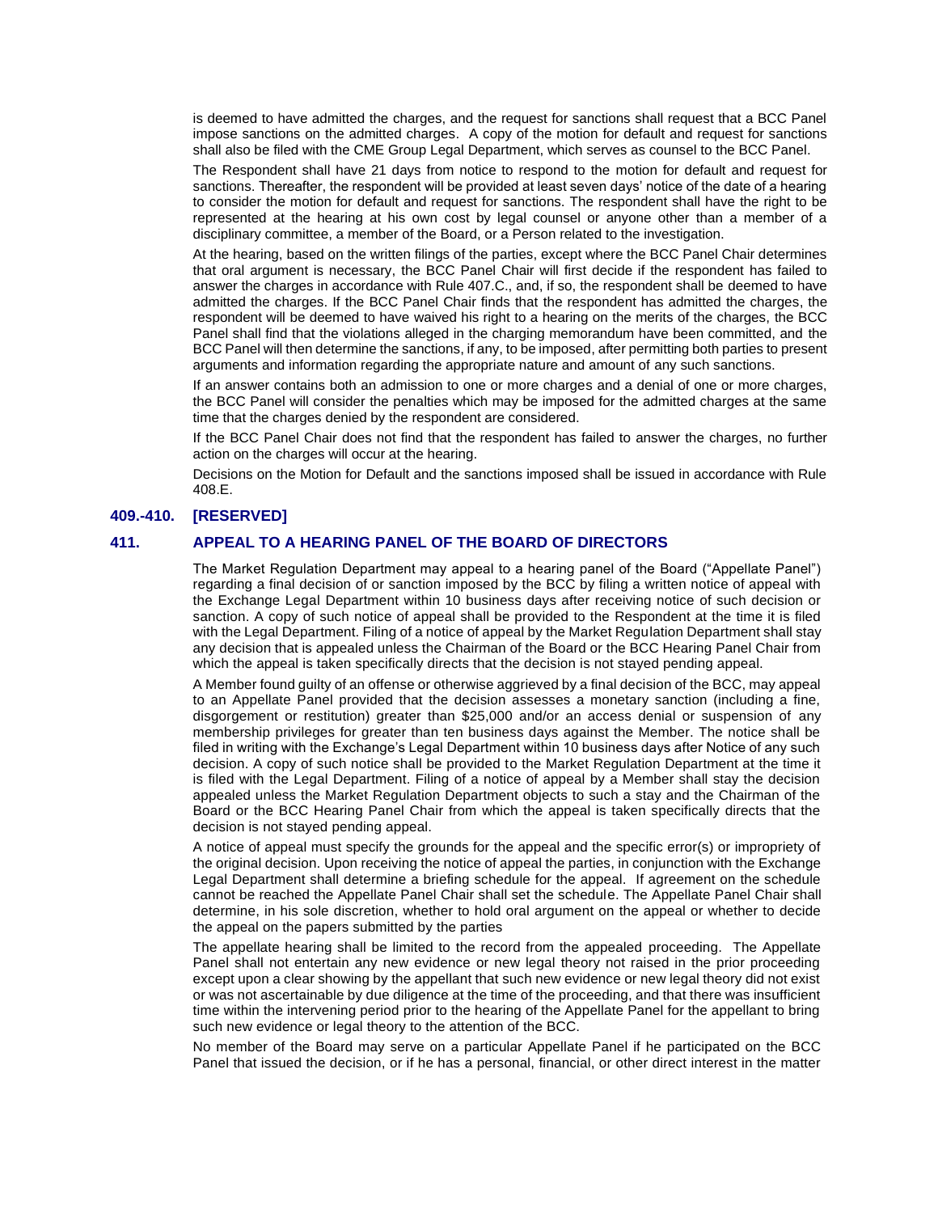is deemed to have admitted the charges, and the request for sanctions shall request that a BCC Panel impose sanctions on the admitted charges. A copy of the motion for default and request for sanctions shall also be filed with the CME Group Legal Department, which serves as counsel to the BCC Panel.

The Respondent shall have 21 days from notice to respond to the motion for default and request for sanctions. Thereafter, the respondent will be provided at least seven days' notice of the date of a hearing to consider the motion for default and request for sanctions. The respondent shall have the right to be represented at the hearing at his own cost by legal counsel or anyone other than a member of a disciplinary committee, a member of the Board, or a Person related to the investigation.

At the hearing, based on the written filings of the parties, except where the BCC Panel Chair determines that oral argument is necessary, the BCC Panel Chair will first decide if the respondent has failed to answer the charges in accordance with Rule 407.C., and, if so, the respondent shall be deemed to have admitted the charges. If the BCC Panel Chair finds that the respondent has admitted the charges, the respondent will be deemed to have waived his right to a hearing on the merits of the charges, the BCC Panel shall find that the violations alleged in the charging memorandum have been committed, and the BCC Panel will then determine the sanctions, if any, to be imposed, after permitting both parties to present arguments and information regarding the appropriate nature and amount of any such sanctions.

If an answer contains both an admission to one or more charges and a denial of one or more charges, the BCC Panel will consider the penalties which may be imposed for the admitted charges at the same time that the charges denied by the respondent are considered.

If the BCC Panel Chair does not find that the respondent has failed to answer the charges, no further action on the charges will occur at the hearing.

Decisions on the Motion for Default and the sanctions imposed shall be issued in accordance with Rule 408.E.

## 409.-410. [RESERVED]

## 411. APPEAL TO A HEARING PANEL OF THE BOARD OF DIRECTORS

The Market Regulation Department may appeal to a hearing panel of the Board ("Appellate Panel") regarding a final decision of or sanction imposed by the BCC by filing a written notice of appeal with the Exchange Legal Department within 10 business days after receiving notice of such decision or sanction. A copy of such notice of appeal shall be provided to the Respondent at the time it is filed with the Legal Department. Filing of a notice of appeal by the Market Regulation Department shall stay any decision that is appealed unless the Chairman of the Board or the BCC Hearing Panel Chair from which the appeal is taken specifically directs that the decision is not stayed pending appeal.

A Member found guilty of an offense or otherwise aggrieved by a final decision of the BCC, may appeal to an Appellate Panel provided that the decision assesses a monetary sanction (including a fine, disgorgement or restitution) greater than $25,000 and/or an access denial or suspension of any membership privileges for greater than ten business days against the Member. The notice shall be filed in writing with the Exchange's Legal Department within 10 business days after Notice of any such decision. A copy of such notice shall be provided to the Market Regulation Department at the time it is filed with the Legal Department. Filing of a notice of appeal by a Member shall stay the decision appealed unless the Market Regulation Department objects to such a stay and the Chairman of the Board or the BCC Hearing Panel Chair from which the appeal is taken specifically directs that the decision is not stayed pending appeal.

A notice of appeal must specify the grounds for the appeal and the specific error(s) or impropriety of the original decision. Upon receiving the notice of appeal the parties, in conjunction with the Exchange Legal Department shall determine a briefing schedule for the appeal. If agreement on the schedule cannot be reached the Appellate Panel Chair shall set the schedule. The Appellate Panel Chair shall determine, in his sole discretion, whether to hold oral argument on the appeal or whether to decide the appeal on the papers submitted by the parties

The appellate hearing shall be limited to the record from the appealed proceeding. The Appellate Panel shall not entertain any new evidence or new legal theory not raised in the prior proceeding except upon a clear showing by the appellant that such new evidence or new legal theory did not exist or was not ascertainable by due diligence at the time of the proceeding, and that there was insufficient time within the intervening period prior to the hearing of the Appellate Panel for the appellant to bring such new evidence or legal theory to the attention of the BCC.

No member of the Board may serve on a particular Appellate Panel if he participated on the BCC Panel that issued the decision, or if he has a personal, financial, or other direct interest in the matter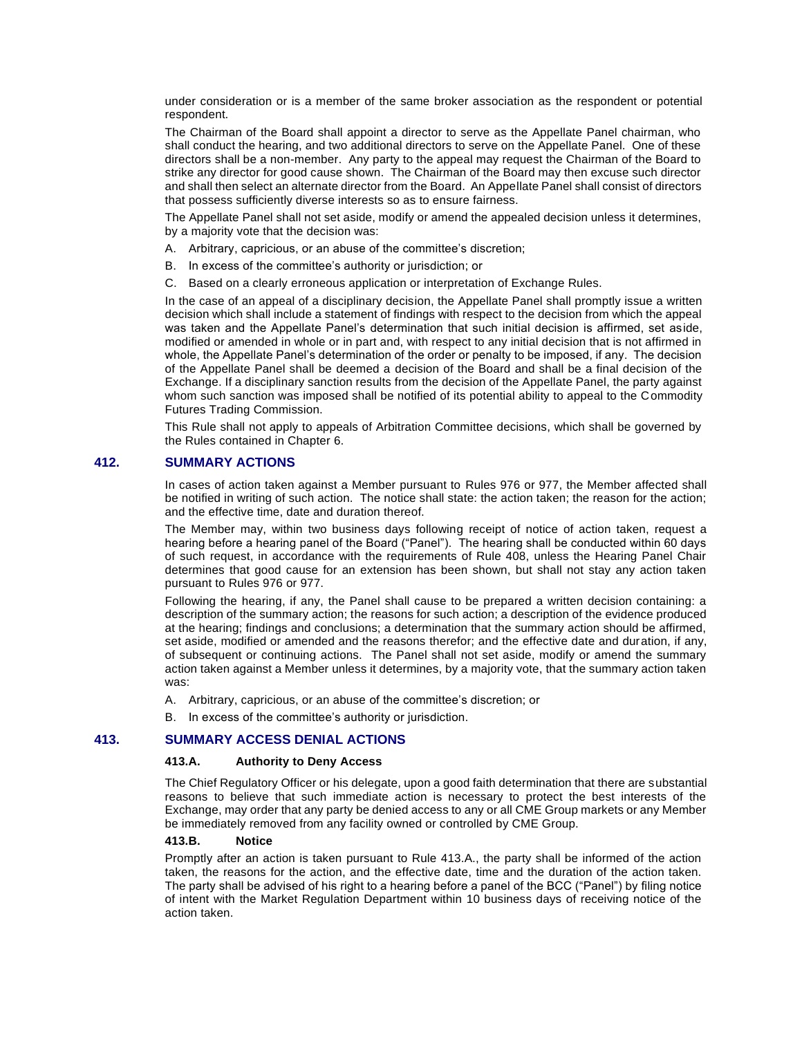under consideration or is a member of the same broker association as the respondent or potential respondent.

The Chairman of the Board shall appoint a director to serve as the Appellate Panel chairman, who shall conduct the hearing, and two additional directors to serve on the Appellate Panel. One of these directors shall be a non-member. Any party to the appeal may request the Chairman of the Board to strike any director for good cause shown. The Chairman of the Board may then excuse such director and shall then select an alternate director from the Board. An Appellate Panel shall consist of directors that possess sufficiently diverse interests so as to ensure fairness.

The Appellate Panel shall not set aside, modify or amend the appealed decision unless it determines, by a majority vote that the decision was:

A. Arbitrary, capricious, or an abuse of the committee's discretion;

B. In excess of the committee's authority or jurisdiction; or

C. Based on a clearly erroneous application or interpretation of Exchange Rules.

In the case of an appeal of a disciplinary decision, the Appellate Panel shall promptly issue a written decision which shall include a statement of findings with respect to the decision from which the appeal was taken and the Appellate Panel's determination that such initial decision is affirmed, set aside, modified or amended in whole or in part and, with respect to any initial decision that is not affirmed in whole, the Appellate Panel's determination of the order or penalty to be imposed, if any. The decision of the Appellate Panel shall be deemed a decision of the Board and shall be a final decision of the Exchange. If a disciplinary sanction results from the decision of the Appellate Panel, the party against whom such sanction was imposed shall be notified of its potential ability to appeal to the Commodity Futures Trading Commission.

This Rule shall not apply to appeals of Arbitration Committee decisions, which shall be governed by the Rules contained in Chapter 6.

## 412. SUMMARY ACTIONS

In cases of action taken against a Member pursuant to Rules 976 or 977, the Member affected shall be notified in writing of such action. The notice shall state: the action taken; the reason for the action; and the effective time, date and duration thereof.

The Member may, within two business days following receipt of notice of action taken, request a hearing before a hearing panel of the Board ("Panel"). The hearing shall be conducted within 60 days of such request, in accordance with the requirements of Rule 408, unless the Hearing Panel Chair determines that good cause for an extension has been shown, but shall not stay any action taken pursuant to Rules 976 or 977.

Following the hearing, if any, the Panel shall cause to be prepared a written decision containing: a description of the summary action; the reasons for such action; a description of the evidence produced at the hearing; findings and conclusions; a determination that the summary action should be affirmed, set aside, modified or amended and the reasons therefor; and the effective date and duration, if any, of subsequent or continuing actions. The Panel shall not set aside, modify or amend the summary action taken against a Member unless it determines, by a majority vote, that the summary action taken was:

A. Arbitrary, capricious, or an abuse of the committee's discretion; or

B. In excess of the committee's authority or jurisdiction.

## 413. SUMMARY ACCESS DENIAL ACTIONS

### 413.A. Authority to Deny Access

The Chief Regulatory Officer or his delegate, upon a good faith determination that there are substantial reasons to believe that such immediate action is necessary to protect the best interests of the Exchange, may order that any party be denied access to any or all CME Group markets or any Member be immediately removed from any facility owned or controlled by CME Group.

### 413.B. Notice

Promptly after an action is taken pursuant to Rule 413.A., the party shall be informed of the action taken, the reasons for the action, and the effective date, time and the duration of the action taken. The party shall be advised of his right to a hearing before a panel of the BCC ("Panel") by filing notice of intent with the Market Regulation Department within 10 business days of receiving notice of the action taken.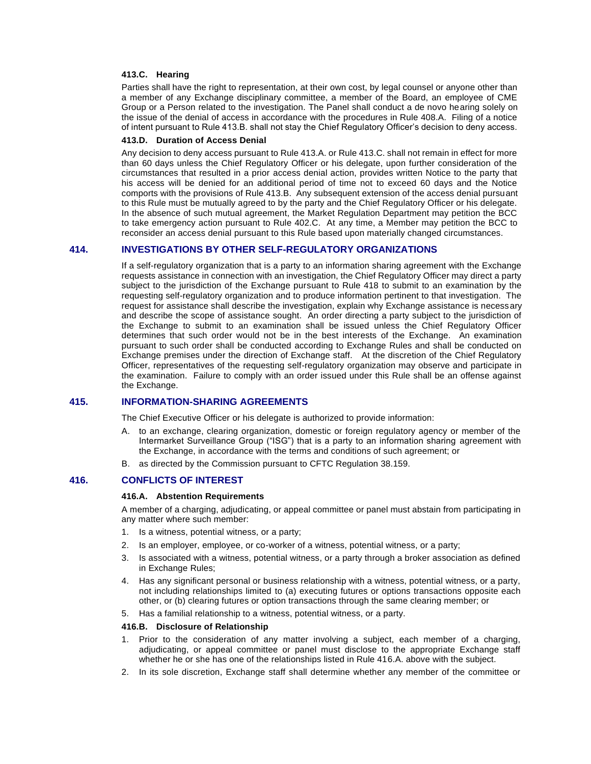#### 413.C. Hearing

Parties shall have the right to representation, at their own cost, by legal counsel or anyone other than a member of any Exchange disciplinary committee, a member of the Board, an employee of CME Group or a Person related to the investigation. The Panel shall conduct a de novo hearing solely on the issue of the denial of access in accordance with the procedures in Rule 408.A. Filing of a notice of intent pursuant to Rule 413.B. shall not stay the Chief Regulatory Officer's decision to deny access.

#### 413.D. Duration of Access Denial

Any decision to deny access pursuant to Rule 413.A. or Rule 413.C. shall not remain in effect for more than 60 days unless the Chief Regulatory Officer or his delegate, upon further consideration of the circumstances that resulted in a prior access denial action, provides written Notice to the party that his access will be denied for an additional period of time not to exceed 60 days and the Notice comports with the provisions of Rule 413.B. Any subsequent extension of the access denial pursuant to this Rule must be mutually agreed to by the party and the Chief Regulatory Officer or his delegate. In the absence of such mutual agreement, the Market Regulation Department may petition the BCC to take emergency action pursuant to Rule 402.C. At any time, a Member may petition the BCC to reconsider an access denial pursuant to this Rule based upon materially changed circumstances.

## 414. INVESTIGATIONS BY OTHER SELF-REGULATORY ORGANIZATIONS

If a self-regulatory organization that is a party to an information sharing agreement with the Exchange requests assistance in connection with an investigation, the Chief Regulatory Officer may direct a party subject to the jurisdiction of the Exchange pursuant to Rule 418 to submit to an examination by the requesting self-regulatory organization and to produce information pertinent to that investigation. The request for assistance shall describe the investigation, explain why Exchange assistance is necessary and describe the scope of assistance sought. An order directing a party subject to the jurisdiction of the Exchange to submit to an examination shall be issued unless the Chief Regulatory Officer determines that such order would not be in the best interests of the Exchange. An examination pursuant to such order shall be conducted according to Exchange Rules and shall be conducted on Exchange premises under the direction of Exchange staff. At the discretion of the Chief Regulatory Officer, representatives of the requesting self-regulatory organization may observe and participate in the examination. Failure to comply with an order issued under this Rule shall be an offense against the Exchange.

## 415. INFORMATION-SHARING AGREEMENTS

The Chief Executive Officer or his delegate is authorized to provide information:

A. to an exchange, clearing organization, domestic or foreign regulatory agency or member of the Intermarket Surveillance Group ("ISG") that is a party to an information sharing agreement with the Exchange, in accordance with the terms and conditions of such agreement; or

B. as directed by the Commission pursuant to CFTC Regulation 38.159.

## 416. CONFLICTS OF INTEREST

#### 416.A. Abstention Requirements

A member of a charging, adjudicating, or appeal committee or panel must abstain from participating in any matter where such member:

1. Is a witness, potential witness, or a party;
2. Is an employer, employee, or co-worker of a witness, potential witness, or a party;
3. Is associated with a witness, potential witness, or a party through a broker association as defined in Exchange Rules;
4. Has any significant personal or business relationship with a witness, potential witness, or a party, not including relationships limited to (a) executing futures or options transactions opposite each other, or (b) clearing futures or option transactions through the same clearing member; or
5. Has a familial relationship to a witness, potential witness, or a party.

#### 416.B. Disclosure of Relationship

1. Prior to the consideration of any matter involving a subject, each member of a charging, adjudicating, or appeal committee or panel must disclose to the appropriate Exchange staff whether he or she has one of the relationships listed in Rule 416.A. above with the subject.
2. In its sole discretion, Exchange staff shall determine whether any member of the committee or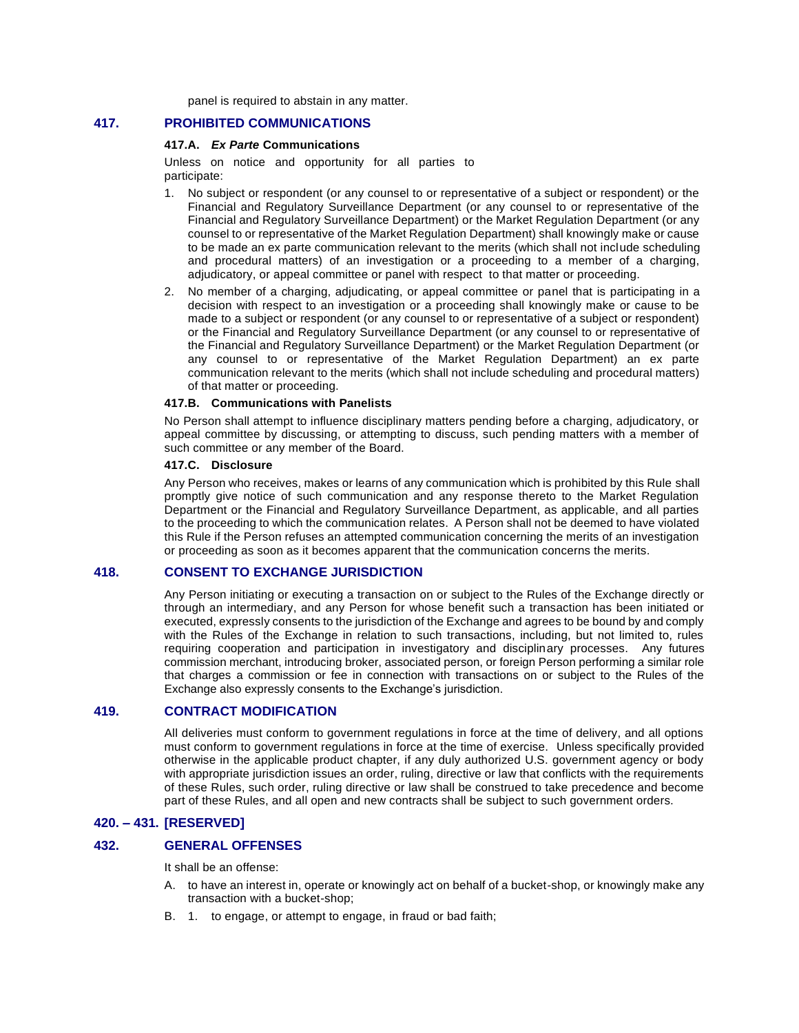panel is required to abstain in any matter.

## 417. PROHIBITED COMMUNICATIONS

### 417.A. *Ex Parte* Communications

Unless on notice and opportunity for all parties to participate:

1. No subject or respondent (or any counsel to or representative of a subject or respondent) or the Financial and Regulatory Surveillance Department (or any counsel to or representative of the Financial and Regulatory Surveillance Department) or the Market Regulation Department (or any counsel to or representative of the Market Regulation Department) shall knowingly make or cause to be made an ex parte communication relevant to the merits (which shall not include scheduling and procedural matters) of an investigation or a proceeding to a member of a charging, adjudicatory, or appeal committee or panel with respect to that matter or proceeding.
2. No member of a charging, adjudicating, or appeal committee or panel that is participating in a decision with respect to an investigation or a proceeding shall knowingly make or cause to be made to a subject or respondent (or any counsel to or representative of a subject or respondent) or the Financial and Regulatory Surveillance Department (or any counsel to or representative of the Financial and Regulatory Surveillance Department) or the Market Regulation Department (or any counsel to or representative of the Market Regulation Department) an ex parte communication relevant to the merits (which shall not include scheduling and procedural matters) of that matter or proceeding.

### 417.B. Communications with Panelists

No Person shall attempt to influence disciplinary matters pending before a charging, adjudicatory, or appeal committee by discussing, or attempting to discuss, such pending matters with a member of such committee or any member of the Board.

### 417.C. Disclosure

Any Person who receives, makes or learns of any communication which is prohibited by this Rule shall promptly give notice of such communication and any response thereto to the Market Regulation Department or the Financial and Regulatory Surveillance Department, as applicable, and all parties to the proceeding to which the communication relates. A Person shall not be deemed to have violated this Rule if the Person refuses an attempted communication concerning the merits of an investigation or proceeding as soon as it becomes apparent that the communication concerns the merits.

## 418. CONSENT TO EXCHANGE JURISDICTION

Any Person initiating or executing a transaction on or subject to the Rules of the Exchange directly or through an intermediary, and any Person for whose benefit such a transaction has been initiated or executed, expressly consents to the jurisdiction of the Exchange and agrees to be bound by and comply with the Rules of the Exchange in relation to such transactions, including, but not limited to, rules requiring cooperation and participation in investigatory and disciplinary processes. Any futures commission merchant, introducing broker, associated person, or foreign Person performing a similar role that charges a commission or fee in connection with transactions on or subject to the Rules of the Exchange also expressly consents to the Exchange's jurisdiction.

## 419. CONTRACT MODIFICATION

All deliveries must conform to government regulations in force at the time of delivery, and all options must conform to government regulations in force at the time of exercise. Unless specifically provided otherwise in the applicable product chapter, if any duly authorized U.S. government agency or body with appropriate jurisdiction issues an order, ruling, directive or law that conflicts with the requirements of these Rules, such order, ruling directive or law shall be construed to take precedence and become part of these Rules, and all open and new contracts shall be subject to such government orders.

## 420. – 431. [RESERVED]

## 432. GENERAL OFFENSES

It shall be an offense:

A. to have an interest in, operate or knowingly act on behalf of a bucket-shop, or knowingly make any transaction with a bucket-shop;

B. 1. to engage, or attempt to engage, in fraud or bad faith;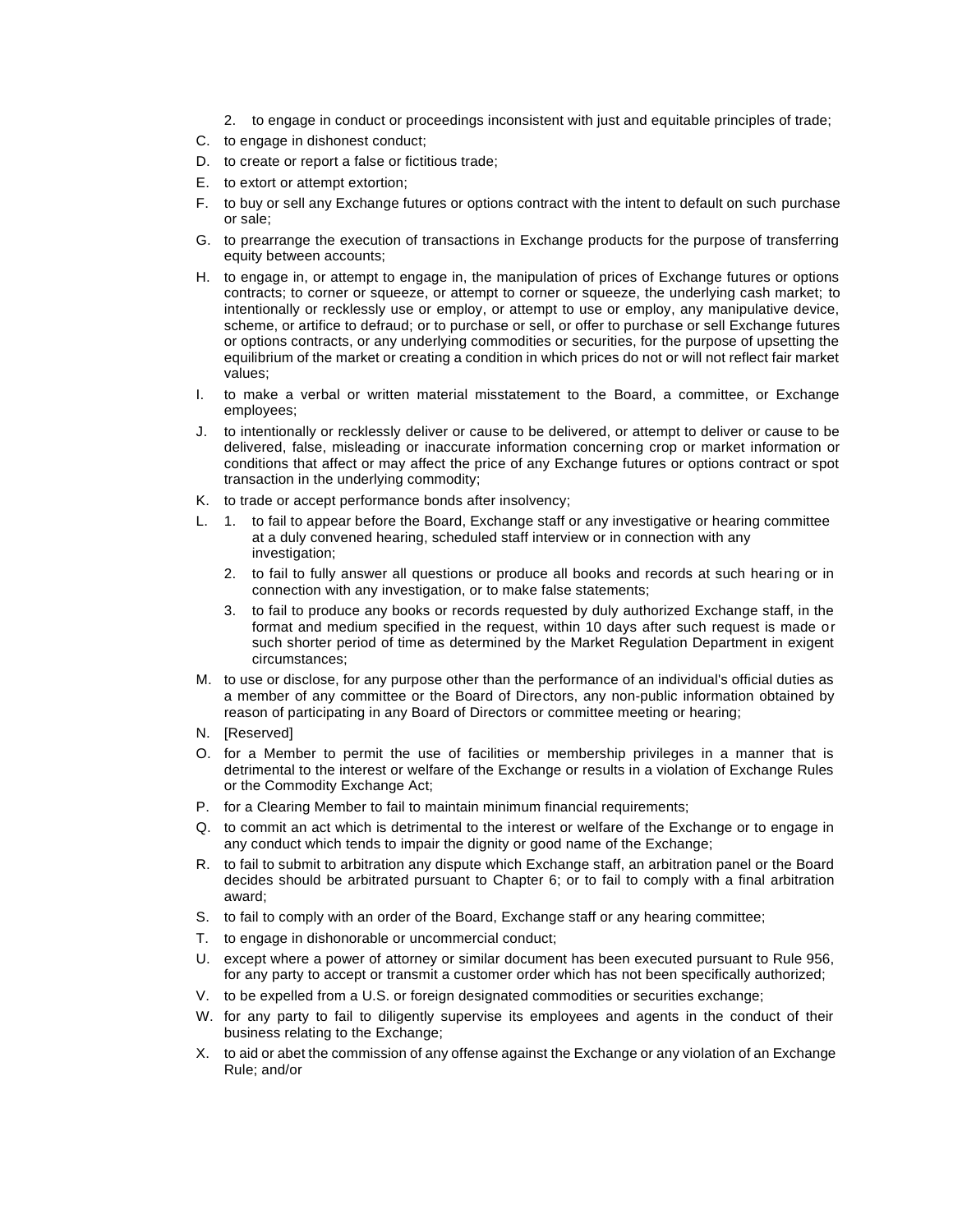2. to engage in conduct or proceedings inconsistent with just and equitable principles of trade;

C. to engage in dishonest conduct;

D. to create or report a false or fictitious trade;

E. to extort or attempt extortion;

F. to buy or sell any Exchange futures or options contract with the intent to default on such purchase or sale;

G. to prearrange the execution of transactions in Exchange products for the purpose of transferring equity between accounts;

H. to engage in, or attempt to engage in, the manipulation of prices of Exchange futures or options contracts; to corner or squeeze, or attempt to corner or squeeze, the underlying cash market; to intentionally or recklessly use or employ, or attempt to use or employ, any manipulative device, scheme, or artifice to defraud; or to purchase or sell, or offer to purchase or sell Exchange futures or options contracts, or any underlying commodities or securities, for the purpose of upsetting the equilibrium of the market or creating a condition in which prices do not or will not reflect fair market values;

I. to make a verbal or written material misstatement to the Board, a committee, or Exchange employees;

J. to intentionally or recklessly deliver or cause to be delivered, or attempt to deliver or cause to be delivered, false, misleading or inaccurate information concerning crop or market information or conditions that affect or may affect the price of any Exchange futures or options contract or spot transaction in the underlying commodity;

K. to trade or accept performance bonds after insolvency;

L.
1. to fail to appear before the Board, Exchange staff or any investigative or hearing committee at a duly convened hearing, scheduled staff interview or in connection with any investigation;
2. to fail to fully answer all questions or produce all books and records at such hearing or in connection with any investigation, or to make false statements;
3. to fail to produce any books or records requested by duly authorized Exchange staff, in the format and medium specified in the request, within 10 days after such request is made or such shorter period of time as determined by the Market Regulation Department in exigent circumstances;

M. to use or disclose, for any purpose other than the performance of an individual's official duties as a member of any committee or the Board of Directors, any non-public information obtained by reason of participating in any Board of Directors or committee meeting or hearing;

N. [Reserved]

O. for a Member to permit the use of facilities or membership privileges in a manner that is detrimental to the interest or welfare of the Exchange or results in a violation of Exchange Rules or the Commodity Exchange Act;

P. for a Clearing Member to fail to maintain minimum financial requirements;

Q. to commit an act which is detrimental to the interest or welfare of the Exchange or to engage in any conduct which tends to impair the dignity or good name of the Exchange;

R. to fail to submit to arbitration any dispute which Exchange staff, an arbitration panel or the Board decides should be arbitrated pursuant to Chapter 6; or to fail to comply with a final arbitration award;

S. to fail to comply with an order of the Board, Exchange staff or any hearing committee;

T. to engage in dishonorable or uncommercial conduct;

U. except where a power of attorney or similar document has been executed pursuant to Rule 956, for any party to accept or transmit a customer order which has not been specifically authorized;

V. to be expelled from a U.S. or foreign designated commodities or securities exchange;

W. for any party to fail to diligently supervise its employees and agents in the conduct of their business relating to the Exchange;

X. to aid or abet the commission of any offense against the Exchange or any violation of an Exchange Rule; and/or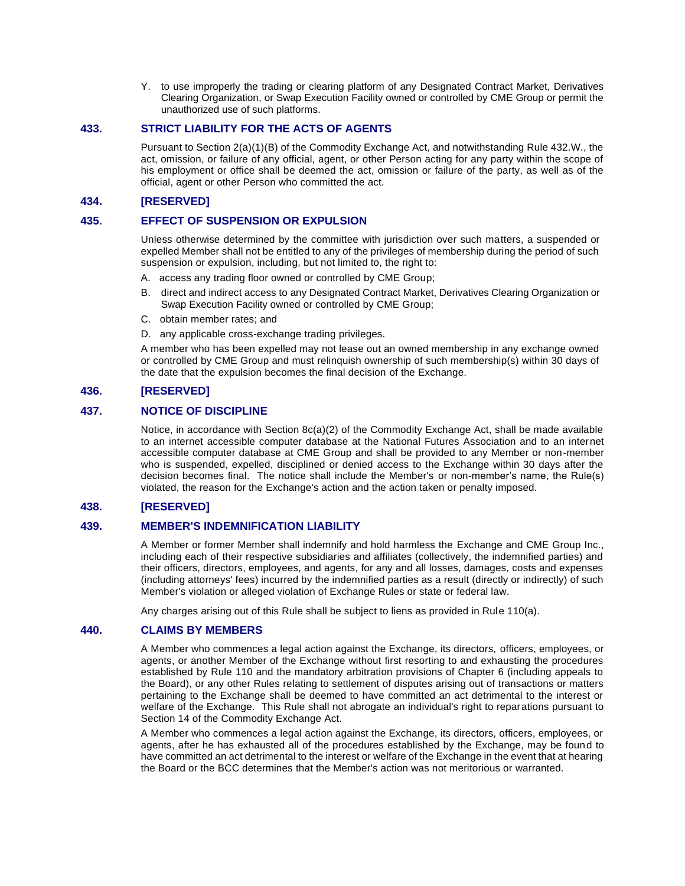Y. to use improperly the trading or clearing platform of any Designated Contract Market, Derivatives Clearing Organization, or Swap Execution Facility owned or controlled by CME Group or permit the unauthorized use of such platforms.

## 433. STRICT LIABILITY FOR THE ACTS OF AGENTS

Pursuant to Section 2(a)(1)(B) of the Commodity Exchange Act, and notwithstanding Rule 432.W., the act, omission, or failure of any official, agent, or other Person acting for any party within the scope of his employment or office shall be deemed the act, omission or failure of the party, as well as of the official, agent or other Person who committed the act.

## 434. [RESERVED]

## 435. EFFECT OF SUSPENSION OR EXPULSION

Unless otherwise determined by the committee with jurisdiction over such matters, a suspended or expelled Member shall not be entitled to any of the privileges of membership during the period of such suspension or expulsion, including, but not limited to, the right to:

A. access any trading floor owned or controlled by CME Group;

B. direct and indirect access to any Designated Contract Market, Derivatives Clearing Organization or Swap Execution Facility owned or controlled by CME Group;

C. obtain member rates; and

D. any applicable cross-exchange trading privileges.

A member who has been expelled may not lease out an owned membership in any exchange owned or controlled by CME Group and must relinquish ownership of such membership(s) within 30 days of the date that the expulsion becomes the final decision of the Exchange.

## 436. [RESERVED]

## 437. NOTICE OF DISCIPLINE

Notice, in accordance with Section 8c(a)(2) of the Commodity Exchange Act, shall be made available to an internet accessible computer database at the National Futures Association and to an internet accessible computer database at CME Group and shall be provided to any Member or non-member who is suspended, expelled, disciplined or denied access to the Exchange within 30 days after the decision becomes final. The notice shall include the Member's or non-member's name, the Rule(s) violated, the reason for the Exchange's action and the action taken or penalty imposed.

## 438. [RESERVED]

## 439. MEMBER'S INDEMNIFICATION LIABILITY

A Member or former Member shall indemnify and hold harmless the Exchange and CME Group Inc., including each of their respective subsidiaries and affiliates (collectively, the indemnified parties) and their officers, directors, employees, and agents, for any and all losses, damages, costs and expenses (including attorneys' fees) incurred by the indemnified parties as a result (directly or indirectly) of such Member's violation or alleged violation of Exchange Rules or state or federal law.

Any charges arising out of this Rule shall be subject to liens as provided in Rule 110(a).

## 440. CLAIMS BY MEMBERS

A Member who commences a legal action against the Exchange, its directors, officers, employees, or agents, or another Member of the Exchange without first resorting to and exhausting the procedures established by Rule 110 and the mandatory arbitration provisions of Chapter 6 (including appeals to the Board), or any other Rules relating to settlement of disputes arising out of transactions or matters pertaining to the Exchange shall be deemed to have committed an act detrimental to the interest or welfare of the Exchange. This Rule shall not abrogate an individual's right to reparations pursuant to Section 14 of the Commodity Exchange Act.

A Member who commences a legal action against the Exchange, its directors, officers, employees, or agents, after he has exhausted all of the procedures established by the Exchange, may be found to have committed an act detrimental to the interest or welfare of the Exchange in the event that at hearing the Board or the BCC determines that the Member's action was not meritorious or warranted.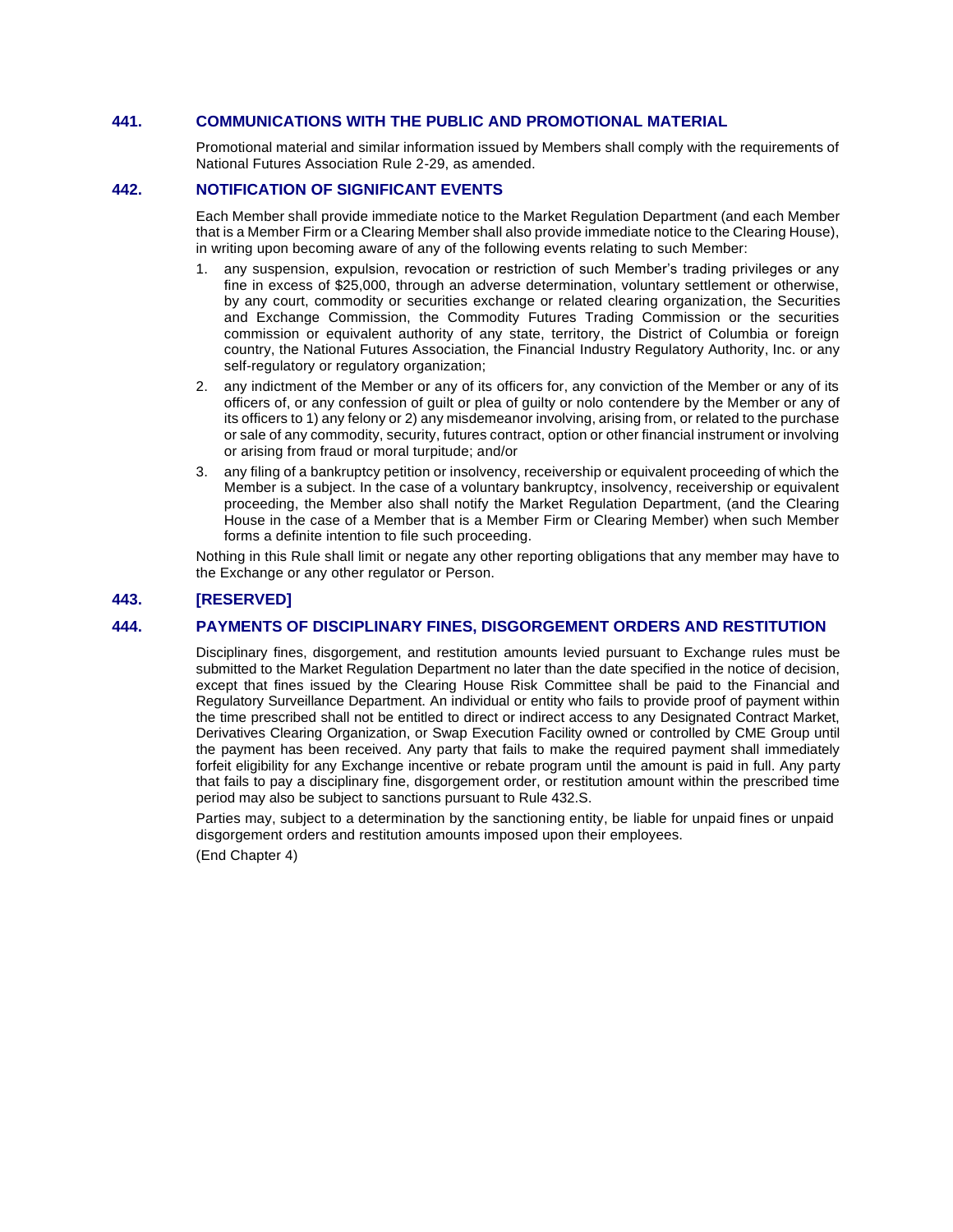## 441. COMMUNICATIONS WITH THE PUBLIC AND PROMOTIONAL MATERIAL

Promotional material and similar information issued by Members shall comply with the requirements of National Futures Association Rule 2-29, as amended.

## 442. NOTIFICATION OF SIGNIFICANT EVENTS

Each Member shall provide immediate notice to the Market Regulation Department (and each Member that is a Member Firm or a Clearing Member shall also provide immediate notice to the Clearing House), in writing upon becoming aware of any of the following events relating to such Member:

1. any suspension, expulsion, revocation or restriction of such Member's trading privileges or any fine in excess of $25,000, through an adverse determination, voluntary settlement or otherwise, by any court, commodity or securities exchange or related clearing organization, the Securities and Exchange Commission, the Commodity Futures Trading Commission or the securities commission or equivalent authority of any state, territory, the District of Columbia or foreign country, the National Futures Association, the Financial Industry Regulatory Authority, Inc. or any self-regulatory or regulatory organization;
2. any indictment of the Member or any of its officers for, any conviction of the Member or any of its officers of, or any confession of guilt or plea of guilty or nolo contendere by the Member or any of its officers to 1) any felony or 2) any misdemeanor involving, arising from, or related to the purchase or sale of any commodity, security, futures contract, option or other financial instrument or involving or arising from fraud or moral turpitude; and/or
3. any filing of a bankruptcy petition or insolvency, receivership or equivalent proceeding of which the Member is a subject. In the case of a voluntary bankruptcy, insolvency, receivership or equivalent proceeding, the Member also shall notify the Market Regulation Department, (and the Clearing House in the case of a Member that is a Member Firm or Clearing Member) when such Member forms a definite intention to file such proceeding.

Nothing in this Rule shall limit or negate any other reporting obligations that any member may have to the Exchange or any other regulator or Person.

## 443. [RESERVED]

## 444. PAYMENTS OF DISCIPLINARY FINES, DISGORGEMENT ORDERS AND RESTITUTION

Disciplinary fines, disgorgement, and restitution amounts levied pursuant to Exchange rules must be submitted to the Market Regulation Department no later than the date specified in the notice of decision, except that fines issued by the Clearing House Risk Committee shall be paid to the Financial and Regulatory Surveillance Department. An individual or entity who fails to provide proof of payment within the time prescribed shall not be entitled to direct or indirect access to any Designated Contract Market, Derivatives Clearing Organization, or Swap Execution Facility owned or controlled by CME Group until the payment has been received. Any party that fails to make the required payment shall immediately forfeit eligibility for any Exchange incentive or rebate program until the amount is paid in full. Any party that fails to pay a disciplinary fine, disgorgement order, or restitution amount within the prescribed time period may also be subject to sanctions pursuant to Rule 432.S.

Parties may, subject to a determination by the sanctioning entity, be liable for unpaid fines or unpaid disgorgement orders and restitution amounts imposed upon their employees.

(End Chapter 4)